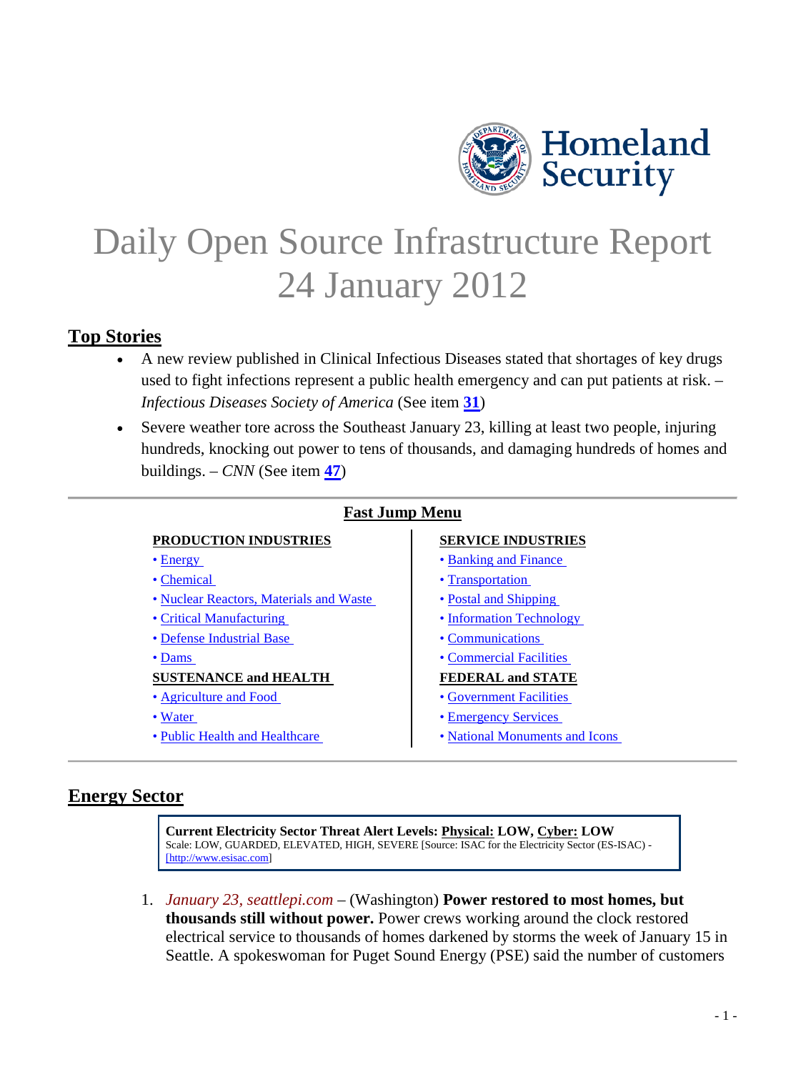Homeland Security

# Daily Open Source Infrastructure Report 24 January 2012

## Top Stories

- A new review published in Clinical Infectious Diseases stated that shortages of key drugs used to fight infections represent a public health emergency and can put patients at risk. – *Infectious Diseases Society of America* (See item **31**)
- Severe weather tore across the Southeast January 23, killing at least two people, injuring hundreds, knocking out power to tens of thousands, and damaging hundreds of homes and buildings. – *CNN* (See item **47**)

### Fast Jump Menu

**PRODUCTION INDUSTRIES**
- Energy
- Chemical
- Nuclear Reactors, Materials and Waste
- Critical Manufacturing
- Defense Industrial Base
- Dams

**SUSTENANCE and HEALTH**
- Agriculture and Food
- Water
- Public Health and Healthcare

**SERVICE INDUSTRIES**
- Banking and Finance
- Transportation
- Postal and Shipping
- Information Technology
- Communications
- Commercial Facilities

**FEDERAL and STATE**
- Government Facilities
- Emergency Services
- National Monuments and Icons

## Energy Sector

**Current Electricity Sector Threat Alert Levels: Physical: LOW, Cyber: LOW**
Scale: LOW, GUARDED, ELEVATED, HIGH, SEVERE [Source: ISAC for the Electricity Sector (ES-ISAC) - [http://www.esisac.com]

1. *January 23, seattlepi.com* – (Washington) **Power restored to most homes, but thousands still without power.** Power crews working around the clock restored electrical service to thousands of homes darkened by storms the week of January 15 in Seattle. A spokeswoman for Puget Sound Energy (PSE) said the number of customers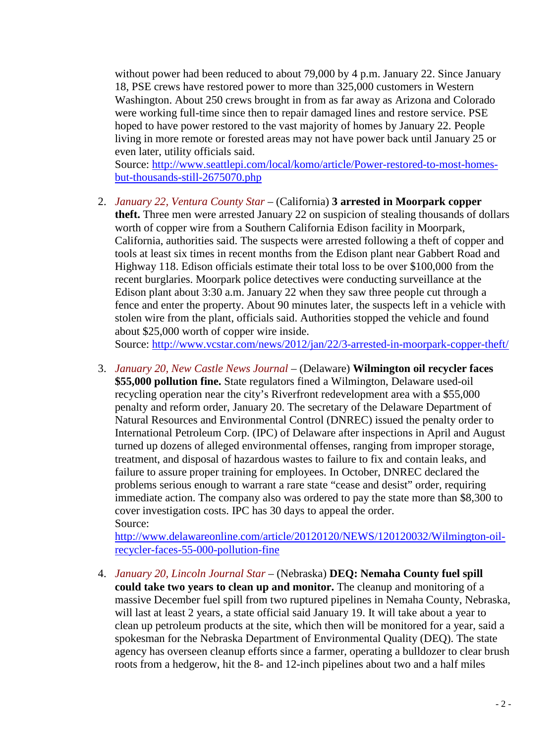without power had been reduced to about 79,000 by 4 p.m. January 22. Since January 18, PSE crews have restored power to more than 325,000 customers in Western Washington. About 250 crews brought in from as far away as Arizona and Colorado were working full-time since then to repair damaged lines and restore service. PSE hoped to have power restored to the vast majority of homes by January 22. People living in more remote or forested areas may not have power back until January 25 or even later, utility officials said.
Source: [http://www.seattlepi.com/local/komo/article/Power-restored-to-most-homes-but-thousands-still-2675070.php](http://www.seattlepi.com/local/komo/article/Power-restored-to-most-homes-but-thousands-still-2675070.php)

2. *January 22, Ventura County Star* – (California) **3 arrested in Moorpark copper theft.** Three men were arrested January 22 on suspicion of stealing thousands of dollars worth of copper wire from a Southern California Edison facility in Moorpark, California, authorities said. The suspects were arrested following a theft of copper and tools at least six times in recent months from the Edison plant near Gabbert Road and Highway 118. Edison officials estimate their total loss to be over $100,000 from the recent burglaries. Moorpark police detectives were conducting surveillance at the Edison plant about 3:30 a.m. January 22 when they saw three people cut through a fence and enter the property. About 90 minutes later, the suspects left in a vehicle with stolen wire from the plant, officials said. Authorities stopped the vehicle and found about $25,000 worth of copper wire inside.
Source: [http://www.vcstar.com/news/2012/jan/22/3-arrested-in-moorpark-copper-theft/](http://www.vcstar.com/news/2012/jan/22/3-arrested-in-moorpark-copper-theft/)

3. *January 20, New Castle News Journal* – (Delaware) **Wilmington oil recycler faces $55,000 pollution fine.** State regulators fined a Wilmington, Delaware used-oil recycling operation near the city's Riverfront redevelopment area with a $55,000 penalty and reform order, January 20. The secretary of the Delaware Department of Natural Resources and Environmental Control (DNREC) issued the penalty order to International Petroleum Corp. (IPC) of Delaware after inspections in April and August turned up dozens of alleged environmental offenses, ranging from improper storage, treatment, and disposal of hazardous wastes to failure to fix and contain leaks, and failure to assure proper training for employees. In October, DNREC declared the problems serious enough to warrant a rare state "cease and desist" order, requiring immediate action. The company also was ordered to pay the state more than $8,300 to cover investigation costs. IPC has 30 days to appeal the order.
Source:
[http://www.delawareonline.com/article/20120120/NEWS/120120032/Wilmington-oil-recycler-faces-55-000-pollution-fine](http://www.delawareonline.com/article/20120120/NEWS/120120032/Wilmington-oil-recycler-faces-55-000-pollution-fine)

4. *January 20, Lincoln Journal Star* – (Nebraska) **DEQ: Nemaha County fuel spill could take two years to clean up and monitor.** The cleanup and monitoring of a massive December fuel spill from two ruptured pipelines in Nemaha County, Nebraska, will last at least 2 years, a state official said January 19. It will take about a year to clean up petroleum products at the site, which then will be monitored for a year, said a spokesman for the Nebraska Department of Environmental Quality (DEQ). The state agency has overseen cleanup efforts since a farmer, operating a bulldozer to clear brush roots from a hedgerow, hit the 8- and 12-inch pipelines about two and a half miles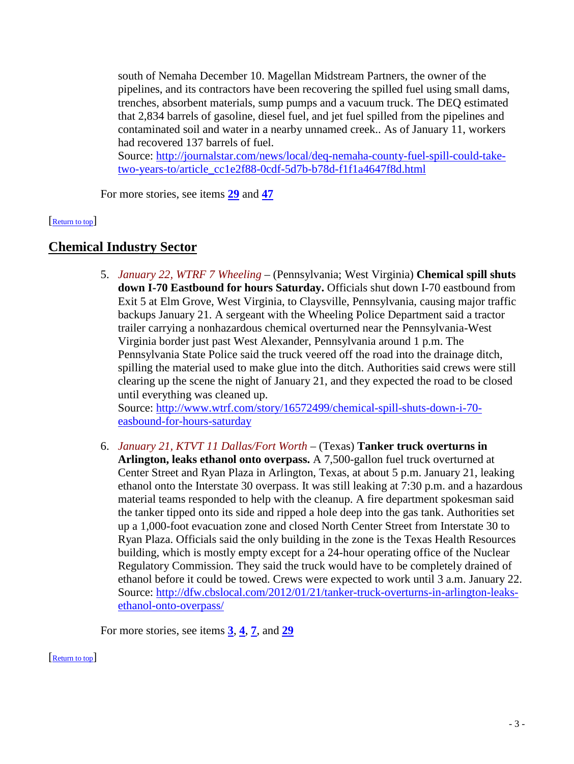south of Nemaha December 10. Magellan Midstream Partners, the owner of the pipelines, and its contractors have been recovering the spilled fuel using small dams, trenches, absorbent materials, sump pumps and a vacuum truck. The DEQ estimated that 2,834 barrels of gasoline, diesel fuel, and jet fuel spilled from the pipelines and contaminated soil and water in a nearby unnamed creek.. As of January 11, workers had recovered 137 barrels of fuel.
Source: [http://journalstar.com/news/local/deq-nemaha-county-fuel-spill-could-take-two-years-to/article_cc1e2f88-0cdf-5d7b-b78d-f1f1a4647f8d.html](http://journalstar.com/news/local/deq-nemaha-county-fuel-spill-could-take-two-years-to/article_cc1e2f88-0cdf-5d7b-b78d-f1f1a4647f8d.html)

For more stories, see items **29** and **47**

[Return to top]

## Chemical Industry Sector

5. *January 22, WTRF 7 Wheeling* – (Pennsylvania; West Virginia) **Chemical spill shuts down I-70 Eastbound for hours Saturday.** Officials shut down I-70 eastbound from Exit 5 at Elm Grove, West Virginia, to Claysville, Pennsylvania, causing major traffic backups January 21. A sergeant with the Wheeling Police Department said a tractor trailer carrying a nonhazardous chemical overturned near the Pennsylvania-West Virginia border just past West Alexander, Pennsylvania around 1 p.m. The Pennsylvania State Police said the truck veered off the road into the drainage ditch, spilling the material used to make glue into the ditch. Authorities said crews were still clearing up the scene the night of January 21, and they expected the road to be closed until everything was cleaned up.
Source: [http://www.wtrf.com/story/16572499/chemical-spill-shuts-down-i-70-easbound-for-hours-saturday](http://www.wtrf.com/story/16572499/chemical-spill-shuts-down-i-70-easbound-for-hours-saturday)

6. *January 21, KTVT 11 Dallas/Fort Worth* – (Texas) **Tanker truck overturns in Arlington, leaks ethanol onto overpass.** A 7,500-gallon fuel truck overturned at Center Street and Ryan Plaza in Arlington, Texas, at about 5 p.m. January 21, leaking ethanol onto the Interstate 30 overpass. It was still leaking at 7:30 p.m. and a hazardous material teams responded to help with the cleanup. A fire department spokesman said the tanker tipped onto its side and ripped a hole deep into the gas tank. Authorities set up a 1,000-foot evacuation zone and closed North Center Street from Interstate 30 to Ryan Plaza. Officials said the only building in the zone is the Texas Health Resources building, which is mostly empty except for a 24-hour operating office of the Nuclear Regulatory Commission. They said the truck would have to be completely drained of ethanol before it could be towed. Crews were expected to work until 3 a.m. January 22.
Source: [http://dfw.cbslocal.com/2012/01/21/tanker-truck-overturns-in-arlington-leaks-ethanol-onto-overpass/](http://dfw.cbslocal.com/2012/01/21/tanker-truck-overturns-in-arlington-leaks-ethanol-onto-overpass/)

For more stories, see items **3**, **4**, **7**, and **29**

[Return to top]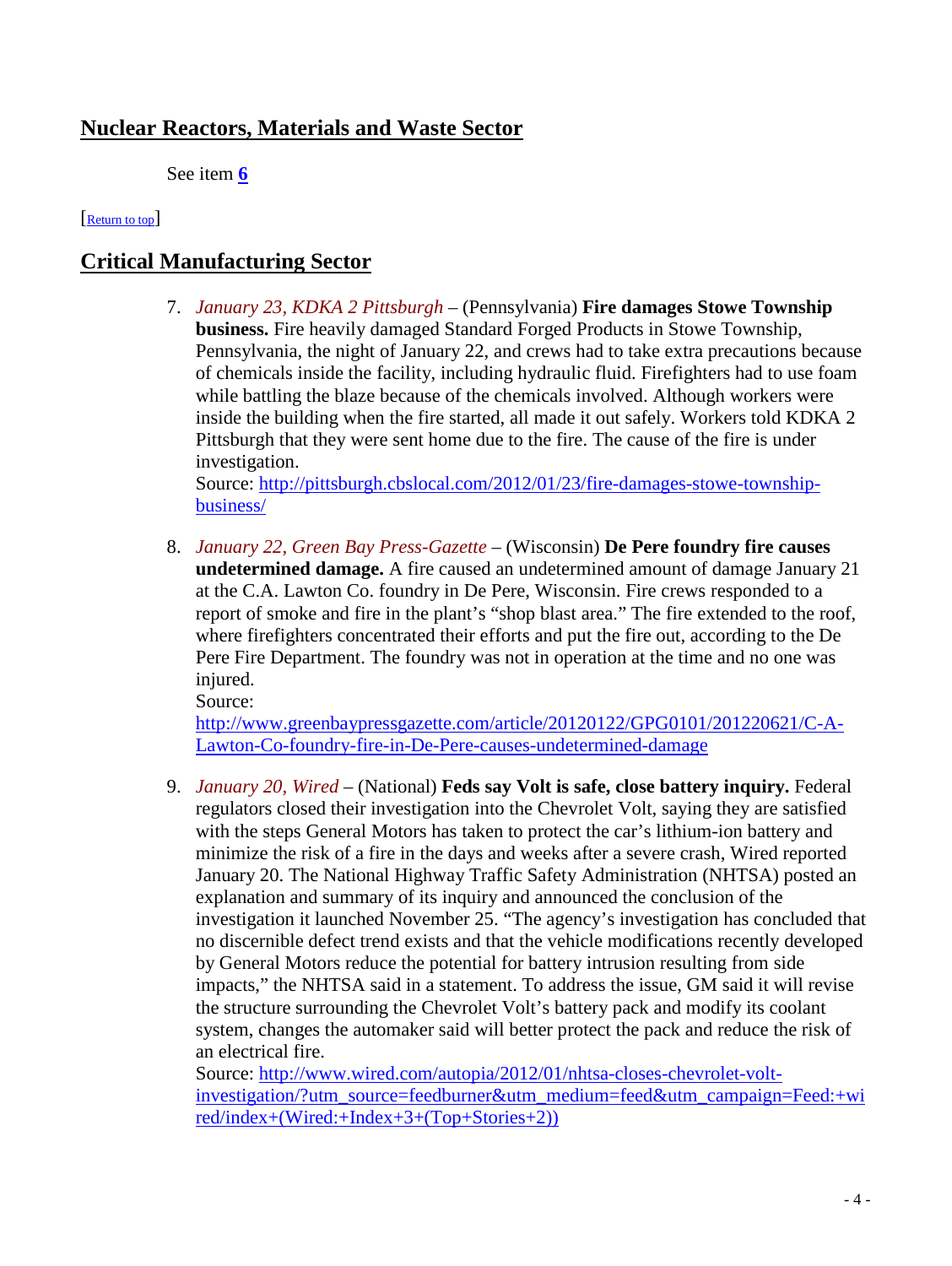## Nuclear Reactors, Materials and Waste Sector

See item **6**

[Return to top]

## Critical Manufacturing Sector

7. *January 23, KDKA 2 Pittsburgh* – (Pennsylvania) **Fire damages Stowe Township business.** Fire heavily damaged Standard Forged Products in Stowe Township, Pennsylvania, the night of January 22, and crews had to take extra precautions because of chemicals inside the facility, including hydraulic fluid. Firefighters had to use foam while battling the blaze because of the chemicals involved. Although workers were inside the building when the fire started, all made it out safely. Workers told KDKA 2 Pittsburgh that they were sent home due to the fire. The cause of the fire is under investigation.
   Source: http://pittsburgh.cbslocal.com/2012/01/23/fire-damages-stowe-township-business/

8. *January 22, Green Bay Press-Gazette* – (Wisconsin) **De Pere foundry fire causes undetermined damage.** A fire caused an undetermined amount of damage January 21 at the C.A. Lawton Co. foundry in De Pere, Wisconsin. Fire crews responded to a report of smoke and fire in the plant's "shop blast area." The fire extended to the roof, where firefighters concentrated their efforts and put the fire out, according to the De Pere Fire Department. The foundry was not in operation at the time and no one was injured.
   Source:
   http://www.greenbaypressgazette.com/article/20120122/GPG0101/201220621/C-A-Lawton-Co-foundry-fire-in-De-Pere-causes-undetermined-damage

9. *January 20, Wired* – (National) **Feds say Volt is safe, close battery inquiry.** Federal regulators closed their investigation into the Chevrolet Volt, saying they are satisfied with the steps General Motors has taken to protect the car's lithium-ion battery and minimize the risk of a fire in the days and weeks after a severe crash, Wired reported January 20. The National Highway Traffic Safety Administration (NHTSA) posted an explanation and summary of its inquiry and announced the conclusion of the investigation it launched November 25. "The agency's investigation has concluded that no discernible defect trend exists and that the vehicle modifications recently developed by General Motors reduce the potential for battery intrusion resulting from side impacts," the NHTSA said in a statement. To address the issue, GM said it will revise the structure surrounding the Chevrolet Volt's battery pack and modify its coolant system, changes the automaker said will better protect the pack and reduce the risk of an electrical fire.
   Source: http://www.wired.com/autopia/2012/01/nhtsa-closes-chevrolet-volt-investigation/?utm_source=feedburner&utm_medium=feed&utm_campaign=Feed:+wired/index+(Wired:+Index+3+(Top+Stories+2))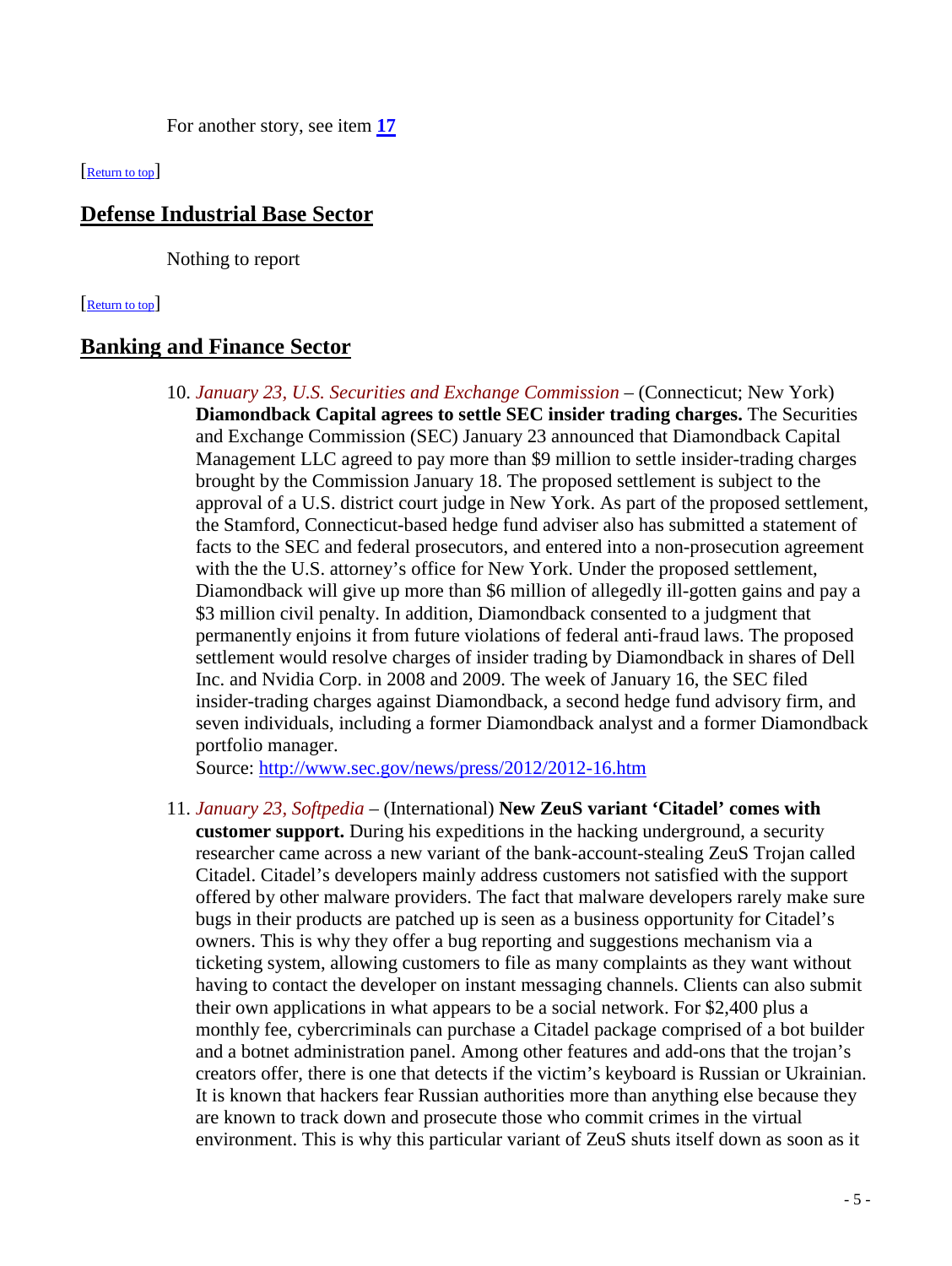For another story, see item **17**

[Return to top]

## Defense Industrial Base Sector

Nothing to report

[Return to top]

## Banking and Finance Sector

10. *January 23, U.S. Securities and Exchange Commission* – (Connecticut; New York) **Diamondback Capital agrees to settle SEC insider trading charges.** The Securities and Exchange Commission (SEC) January 23 announced that Diamondback Capital Management LLC agreed to pay more than $9 million to settle insider-trading charges brought by the Commission January 18. The proposed settlement is subject to the approval of a U.S. district court judge in New York. As part of the proposed settlement, the Stamford, Connecticut-based hedge fund adviser also has submitted a statement of facts to the SEC and federal prosecutors, and entered into a non-prosecution agreement with the the U.S. attorney's office for New York. Under the proposed settlement, Diamondback will give up more than $6 million of allegedly ill-gotten gains and pay a $3 million civil penalty. In addition, Diamondback consented to a judgment that permanently enjoins it from future violations of federal anti-fraud laws. The proposed settlement would resolve charges of insider trading by Diamondback in shares of Dell Inc. and Nvidia Corp. in 2008 and 2009. The week of January 16, the SEC filed insider-trading charges against Diamondback, a second hedge fund advisory firm, and seven individuals, including a former Diamondback analyst and a former Diamondback portfolio manager.
    Source: http://www.sec.gov/news/press/2012/2012-16.htm

11. *January 23, Softpedia* – (International) **New ZeuS variant 'Citadel' comes with customer support.** During his expeditions in the hacking underground, a security researcher came across a new variant of the bank-account-stealing ZeuS Trojan called Citadel. Citadel's developers mainly address customers not satisfied with the support offered by other malware providers. The fact that malware developers rarely make sure bugs in their products are patched up is seen as a business opportunity for Citadel's owners. This is why they offer a bug reporting and suggestions mechanism via a ticketing system, allowing customers to file as many complaints as they want without having to contact the developer on instant messaging channels. Clients can also submit their own applications in what appears to be a social network. For $2,400 plus a monthly fee, cybercriminals can purchase a Citadel package comprised of a bot builder and a botnet administration panel. Among other features and add-ons that the trojan's creators offer, there is one that detects if the victim's keyboard is Russian or Ukrainian. It is known that hackers fear Russian authorities more than anything else because they are known to track down and prosecute those who commit crimes in the virtual environment. This is why this particular variant of ZeuS shuts itself down as soon as it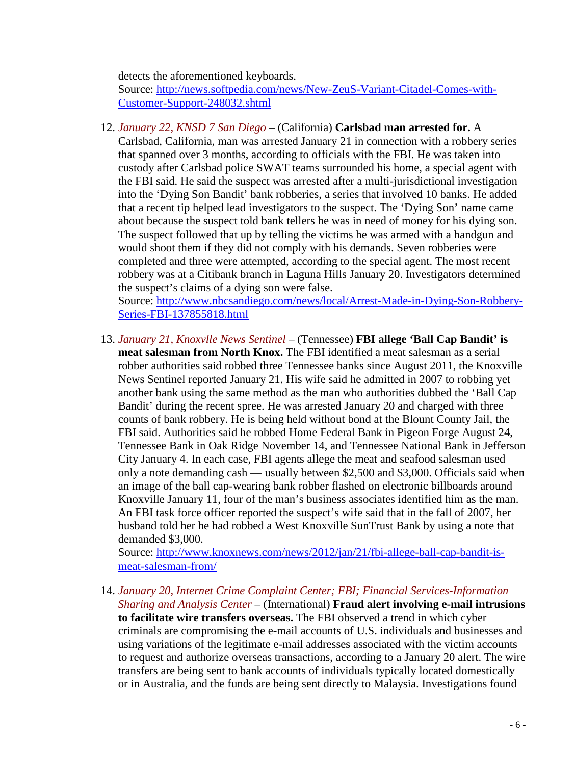detects the aforementioned keyboards.
Source: [http://news.softpedia.com/news/New-ZeuS-Variant-Citadel-Comes-with-Customer-Support-248032.shtml](http://news.softpedia.com/news/New-ZeuS-Variant-Citadel-Comes-with-Customer-Support-248032.shtml)

12. *January 22, KNSD 7 San Diego* – (California) **Carlsbad man arrested for.** A Carlsbad, California, man was arrested January 21 in connection with a robbery series that spanned over 3 months, according to officials with the FBI. He was taken into custody after Carlsbad police SWAT teams surrounded his home, a special agent with the FBI said. He said the suspect was arrested after a multi-jurisdictional investigation into the 'Dying Son Bandit' bank robberies, a series that involved 10 banks. He added that a recent tip helped lead investigators to the suspect. The 'Dying Son' name came about because the suspect told bank tellers he was in need of money for his dying son. The suspect followed that up by telling the victims he was armed with a handgun and would shoot them if they did not comply with his demands. Seven robberies were completed and three were attempted, according to the special agent. The most recent robbery was at a Citibank branch in Laguna Hills January 20. Investigators determined the suspect's claims of a dying son were false.
Source: [http://www.nbcsandiego.com/news/local/Arrest-Made-in-Dying-Son-Robbery-Series-FBI-137855818.html](http://www.nbcsandiego.com/news/local/Arrest-Made-in-Dying-Son-Robbery-Series-FBI-137855818.html)

13. *January 21, Knoxvlle News Sentinel* – (Tennessee) **FBI allege 'Ball Cap Bandit' is meat salesman from North Knox.** The FBI identified a meat salesman as a serial robber authorities said robbed three Tennessee banks since August 2011, the Knoxville News Sentinel reported January 21. His wife said he admitted in 2007 to robbing yet another bank using the same method as the man who authorities dubbed the 'Ball Cap Bandit' during the recent spree. He was arrested January 20 and charged with three counts of bank robbery. He is being held without bond at the Blount County Jail, the FBI said. Authorities said he robbed Home Federal Bank in Pigeon Forge August 24, Tennessee Bank in Oak Ridge November 14, and Tennessee National Bank in Jefferson City January 4. In each case, FBI agents allege the meat and seafood salesman used only a note demanding cash — usually between $2,500 and $3,000. Officials said when an image of the ball cap-wearing bank robber flashed on electronic billboards around Knoxville January 11, four of the man's business associates identified him as the man. An FBI task force officer reported the suspect's wife said that in the fall of 2007, her husband told her he had robbed a West Knoxville SunTrust Bank by using a note that demanded $3,000.
Source: [http://www.knoxnews.com/news/2012/jan/21/fbi-allege-ball-cap-bandit-is-meat-salesman-from/](http://www.knoxnews.com/news/2012/jan/21/fbi-allege-ball-cap-bandit-is-meat-salesman-from/)

14. *January 20, Internet Crime Complaint Center; FBI; Financial Services-Information Sharing and Analysis Center* – (International) **Fraud alert involving e-mail intrusions to facilitate wire transfers overseas.** The FBI observed a trend in which cyber criminals are compromising the e-mail accounts of U.S. individuals and businesses and using variations of the legitimate e-mail addresses associated with the victim accounts to request and authorize overseas transactions, according to a January 20 alert. The wire transfers are being sent to bank accounts of individuals typically located domestically or in Australia, and the funds are being sent directly to Malaysia. Investigations found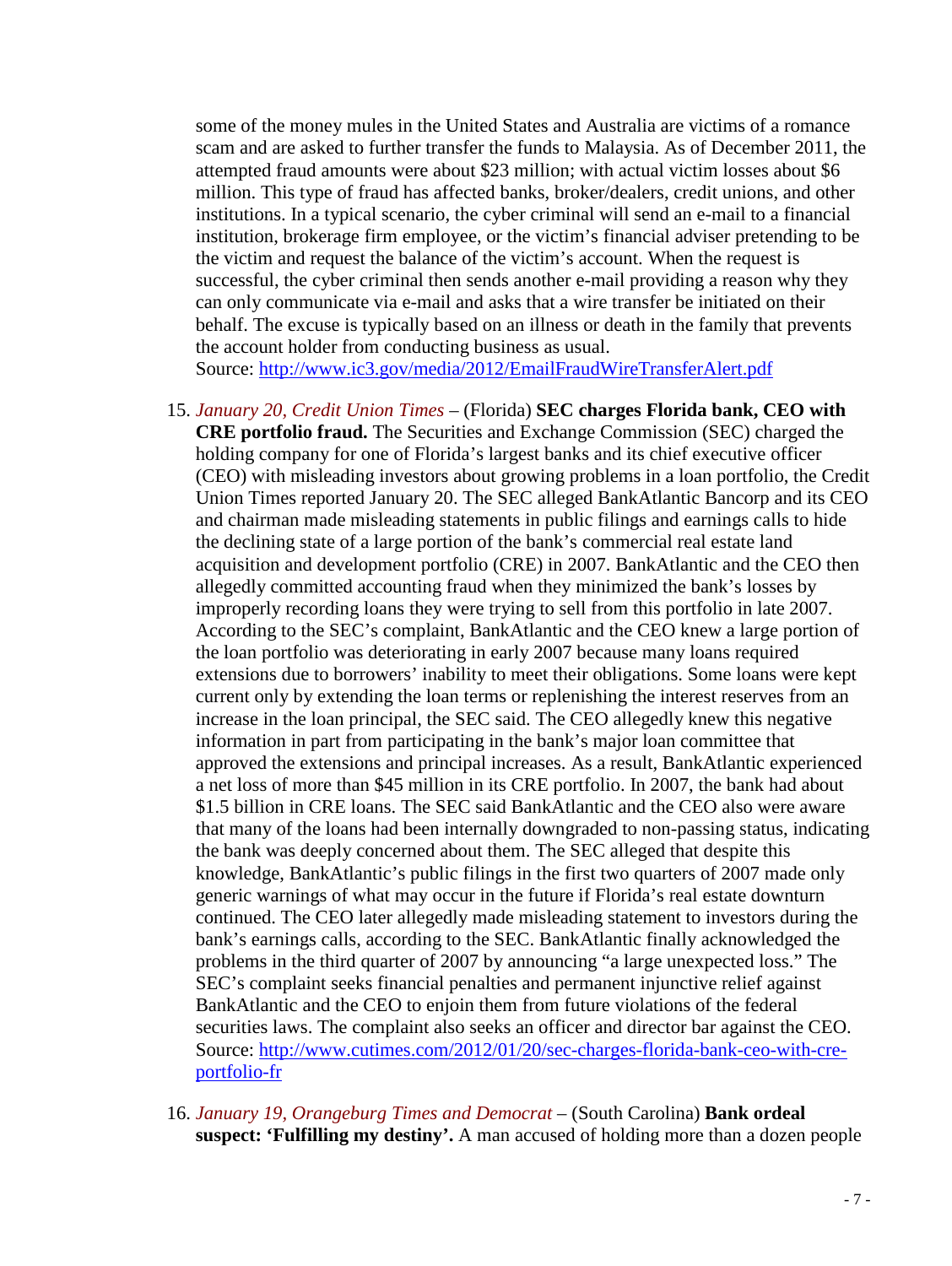some of the money mules in the United States and Australia are victims of a romance scam and are asked to further transfer the funds to Malaysia. As of December 2011, the attempted fraud amounts were about $23 million; with actual victim losses about $6 million. This type of fraud has affected banks, broker/dealers, credit unions, and other institutions. In a typical scenario, the cyber criminal will send an e-mail to a financial institution, brokerage firm employee, or the victim's financial adviser pretending to be the victim and request the balance of the victim's account. When the request is successful, the cyber criminal then sends another e-mail providing a reason why they can only communicate via e-mail and asks that a wire transfer be initiated on their behalf. The excuse is typically based on an illness or death in the family that prevents the account holder from conducting business as usual.
Source: [http://www.ic3.gov/media/2012/EmailFraudWireTransferAlert.pdf](http://www.ic3.gov/media/2012/EmailFraudWireTransferAlert.pdf)

15. *January 20, Credit Union Times* – (Florida) **SEC charges Florida bank, CEO with CRE portfolio fraud.** The Securities and Exchange Commission (SEC) charged the holding company for one of Florida's largest banks and its chief executive officer (CEO) with misleading investors about growing problems in a loan portfolio, the Credit Union Times reported January 20. The SEC alleged BankAtlantic Bancorp and its CEO and chairman made misleading statements in public filings and earnings calls to hide the declining state of a large portion of the bank's commercial real estate land acquisition and development portfolio (CRE) in 2007. BankAtlantic and the CEO then allegedly committed accounting fraud when they minimized the bank's losses by improperly recording loans they were trying to sell from this portfolio in late 2007. According to the SEC's complaint, BankAtlantic and the CEO knew a large portion of the loan portfolio was deteriorating in early 2007 because many loans required extensions due to borrowers' inability to meet their obligations. Some loans were kept current only by extending the loan terms or replenishing the interest reserves from an increase in the loan principal, the SEC said. The CEO allegedly knew this negative information in part from participating in the bank's major loan committee that approved the extensions and principal increases. As a result, BankAtlantic experienced a net loss of more than $45 million in its CRE portfolio. In 2007, the bank had about $1.5 billion in CRE loans. The SEC said BankAtlantic and the CEO also were aware that many of the loans had been internally downgraded to non-passing status, indicating the bank was deeply concerned about them. The SEC alleged that despite this knowledge, BankAtlantic's public filings in the first two quarters of 2007 made only generic warnings of what may occur in the future if Florida's real estate downturn continued. The CEO later allegedly made misleading statement to investors during the bank's earnings calls, according to the SEC. BankAtlantic finally acknowledged the problems in the third quarter of 2007 by announcing "a large unexpected loss." The SEC's complaint seeks financial penalties and permanent injunctive relief against BankAtlantic and the CEO to enjoin them from future violations of the federal securities laws. The complaint also seeks an officer and director bar against the CEO.
Source: [http://www.cutimes.com/2012/01/20/sec-charges-florida-bank-ceo-with-cre-portfolio-fr](http://www.cutimes.com/2012/01/20/sec-charges-florida-bank-ceo-with-cre-portfolio-fr)

16. *January 19, Orangeburg Times and Democrat* – (South Carolina) **Bank ordeal suspect: 'Fulfilling my destiny'.** A man accused of holding more than a dozen people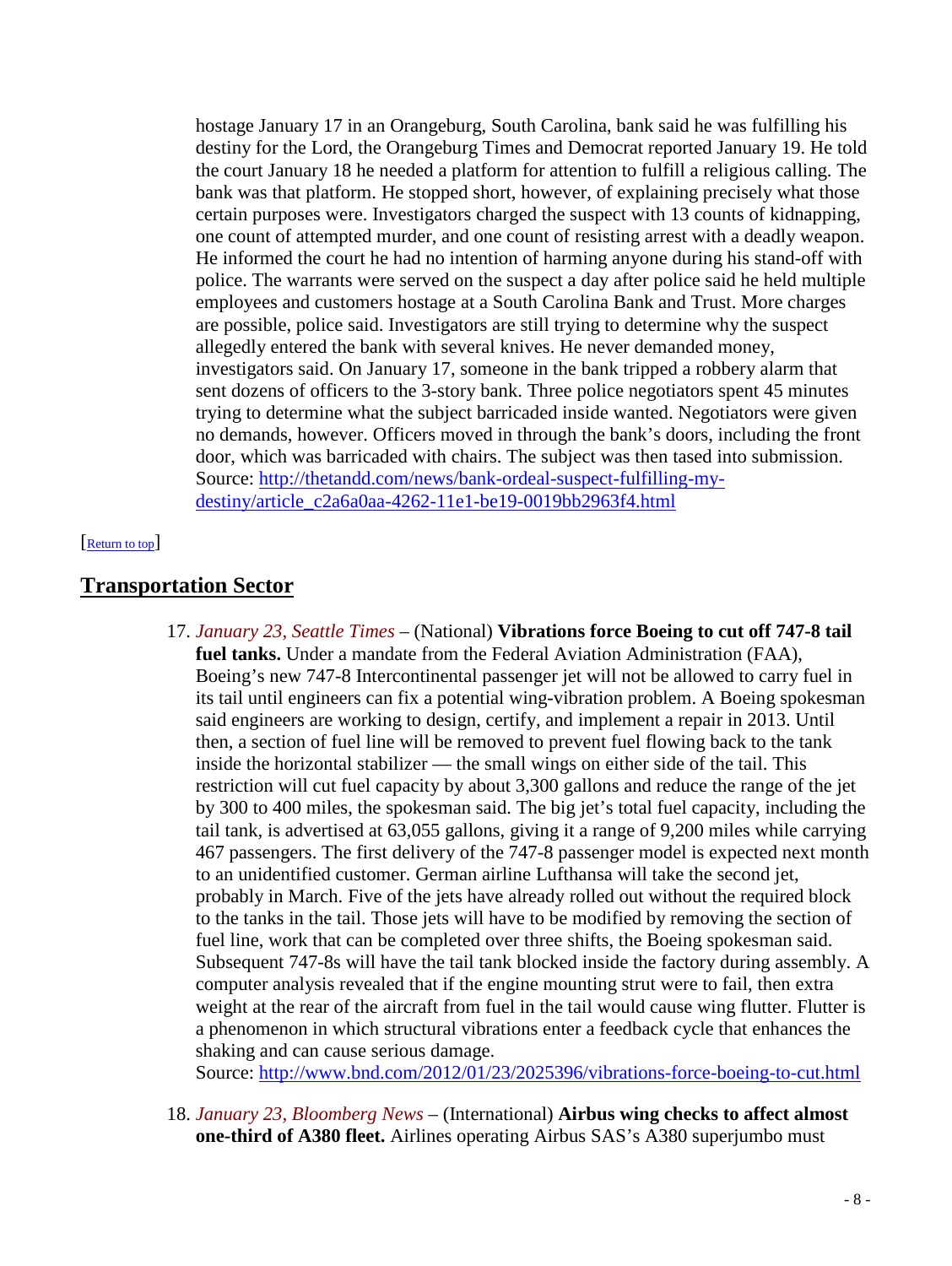hostage January 17 in an Orangeburg, South Carolina, bank said he was fulfilling his destiny for the Lord, the Orangeburg Times and Democrat reported January 19. He told the court January 18 he needed a platform for attention to fulfill a religious calling. The bank was that platform. He stopped short, however, of explaining precisely what those certain purposes were. Investigators charged the suspect with 13 counts of kidnapping, one count of attempted murder, and one count of resisting arrest with a deadly weapon. He informed the court he had no intention of harming anyone during his stand-off with police. The warrants were served on the suspect a day after police said he held multiple employees and customers hostage at a South Carolina Bank and Trust. More charges are possible, police said. Investigators are still trying to determine why the suspect allegedly entered the bank with several knives. He never demanded money, investigators said. On January 17, someone in the bank tripped a robbery alarm that sent dozens of officers to the 3-story bank. Three police negotiators spent 45 minutes trying to determine what the subject barricaded inside wanted. Negotiators were given no demands, however. Officers moved in through the bank's doors, including the front door, which was barricaded with chairs. The subject was then tased into submission. Source: http://thetandd.com/news/bank-ordeal-suspect-fulfilling-my-destiny/article_c2a6a0aa-4262-11e1-be19-0019bb2963f4.html

[Return to top]

## Transportation Sector

17. *January 23, Seattle Times* – (National) **Vibrations force Boeing to cut off 747-8 tail fuel tanks.** Under a mandate from the Federal Aviation Administration (FAA), Boeing's new 747-8 Intercontinental passenger jet will not be allowed to carry fuel in its tail until engineers can fix a potential wing-vibration problem. A Boeing spokesman said engineers are working to design, certify, and implement a repair in 2013. Until then, a section of fuel line will be removed to prevent fuel flowing back to the tank inside the horizontal stabilizer — the small wings on either side of the tail. This restriction will cut fuel capacity by about 3,300 gallons and reduce the range of the jet by 300 to 400 miles, the spokesman said. The big jet's total fuel capacity, including the tail tank, is advertised at 63,055 gallons, giving it a range of 9,200 miles while carrying 467 passengers. The first delivery of the 747-8 passenger model is expected next month to an unidentified customer. German airline Lufthansa will take the second jet, probably in March. Five of the jets have already rolled out without the required block to the tanks in the tail. Those jets will have to be modified by removing the section of fuel line, work that can be completed over three shifts, the Boeing spokesman said. Subsequent 747-8s will have the tail tank blocked inside the factory during assembly. A computer analysis revealed that if the engine mounting strut were to fail, then extra weight at the rear of the aircraft from fuel in the tail would cause wing flutter. Flutter is a phenomenon in which structural vibrations enter a feedback cycle that enhances the shaking and can cause serious damage.
    Source: http://www.bnd.com/2012/01/23/2025396/vibrations-force-boeing-to-cut.html

18. *January 23, Bloomberg News* – (International) **Airbus wing checks to affect almost one-third of A380 fleet.** Airlines operating Airbus SAS's A380 superjumbo must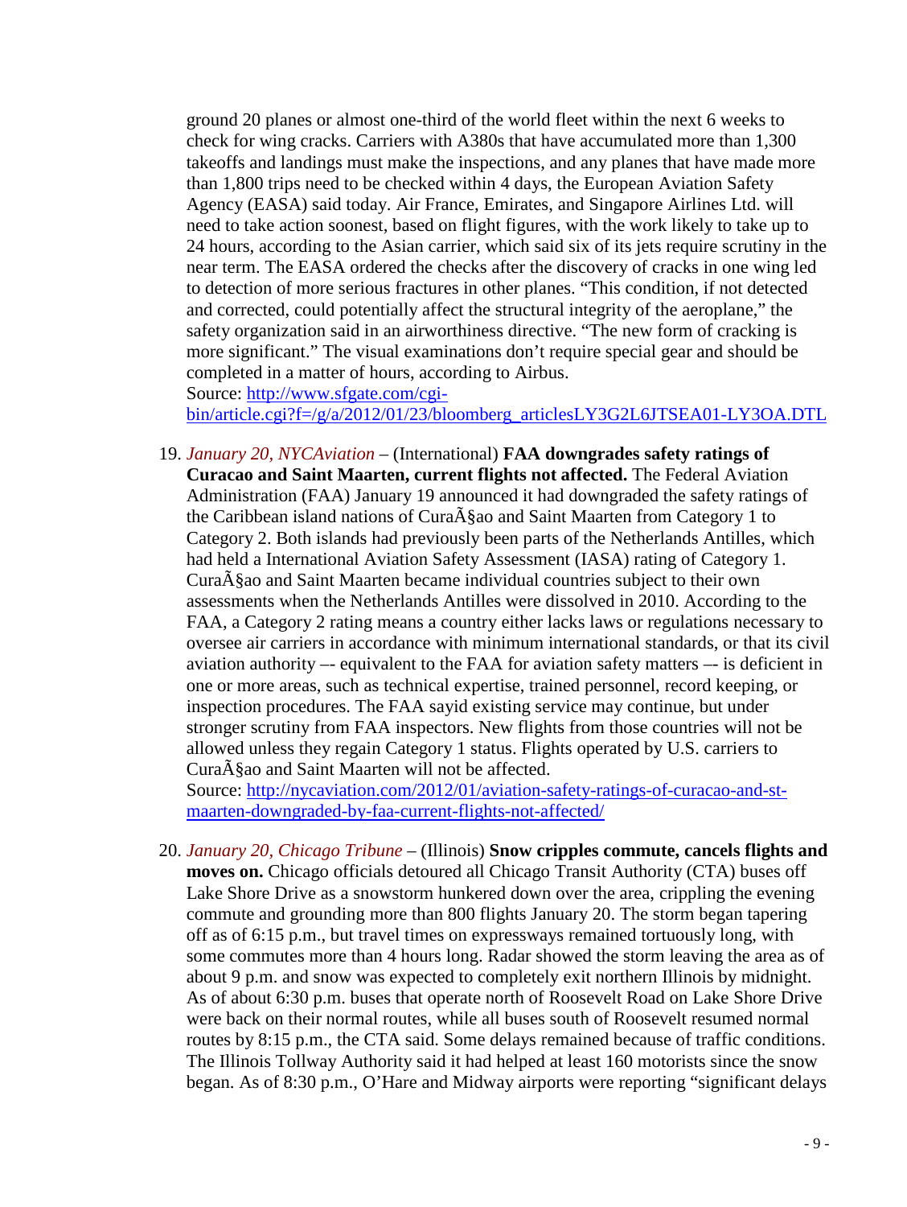ground 20 planes or almost one-third of the world fleet within the next 6 weeks to check for wing cracks. Carriers with A380s that have accumulated more than 1,300 takeoffs and landings must make the inspections, and any planes that have made more than 1,800 trips need to be checked within 4 days, the European Aviation Safety Agency (EASA) said today. Air France, Emirates, and Singapore Airlines Ltd. will need to take action soonest, based on flight figures, with the work likely to take up to 24 hours, according to the Asian carrier, which said six of its jets require scrutiny in the near term. The EASA ordered the checks after the discovery of cracks in one wing led to detection of more serious fractures in other planes. “This condition, if not detected and corrected, could potentially affect the structural integrity of the aeroplane,” the safety organization said in an airworthiness directive. “The new form of cracking is more significant.” The visual examinations don’t require special gear and should be completed in a matter of hours, according to Airbus.
Source: [http://www.sfgate.com/cgi-bin/article.cgi?f=/g/a/2012/01/23/bloomberg_articlesLY3G2L6JTSEA01-LY3OA.DTL](http://www.sfgate.com/cgi-bin/article.cgi?f=/g/a/2012/01/23/bloomberg_articlesLY3G2L6JTSEA01-LY3OA.DTL)

19. *January 20, NYCAviation* – (International) **FAA downgrades safety ratings of Curacao and Saint Maarten, current flights not affected.** The Federal Aviation Administration (FAA) January 19 announced it had downgraded the safety ratings of the Caribbean island nations of CuraÃ§ao and Saint Maarten from Category 1 to Category 2. Both islands had previously been parts of the Netherlands Antilles, which had held a International Aviation Safety Assessment (IASA) rating of Category 1. CuraÃ§ao and Saint Maarten became individual countries subject to their own assessments when the Netherlands Antilles were dissolved in 2010. According to the FAA, a Category 2 rating means a country either lacks laws or regulations necessary to oversee air carriers in accordance with minimum international standards, or that its civil aviation authority –- equivalent to the FAA for aviation safety matters –- is deficient in one or more areas, such as technical expertise, trained personnel, record keeping, or inspection procedures. The FAA sayid existing service may continue, but under stronger scrutiny from FAA inspectors. New flights from those countries will not be allowed unless they regain Category 1 status. Flights operated by U.S. carriers to CuraÃ§ao and Saint Maarten will not be affected.
Source: [http://nycaviation.com/2012/01/aviation-safety-ratings-of-curacao-and-st-maarten-downgraded-by-faa-current-flights-not-affected/](http://nycaviation.com/2012/01/aviation-safety-ratings-of-curacao-and-st-maarten-downgraded-by-faa-current-flights-not-affected/)

20. *January 20, Chicago Tribune* – (Illinois) **Snow cripples commute, cancels flights and moves on.** Chicago officials detoured all Chicago Transit Authority (CTA) buses off Lake Shore Drive as a snowstorm hunkered down over the area, crippling the evening commute and grounding more than 800 flights January 20. The storm began tapering off as of 6:15 p.m., but travel times on expressways remained tortuously long, with some commutes more than 4 hours long. Radar showed the storm leaving the area as of about 9 p.m. and snow was expected to completely exit northern Illinois by midnight. As of about 6:30 p.m. buses that operate north of Roosevelt Road on Lake Shore Drive were back on their normal routes, while all buses south of Roosevelt resumed normal routes by 8:15 p.m., the CTA said. Some delays remained because of traffic conditions. The Illinois Tollway Authority said it had helped at least 160 motorists since the snow began. As of 8:30 p.m., O’Hare and Midway airports were reporting “significant delays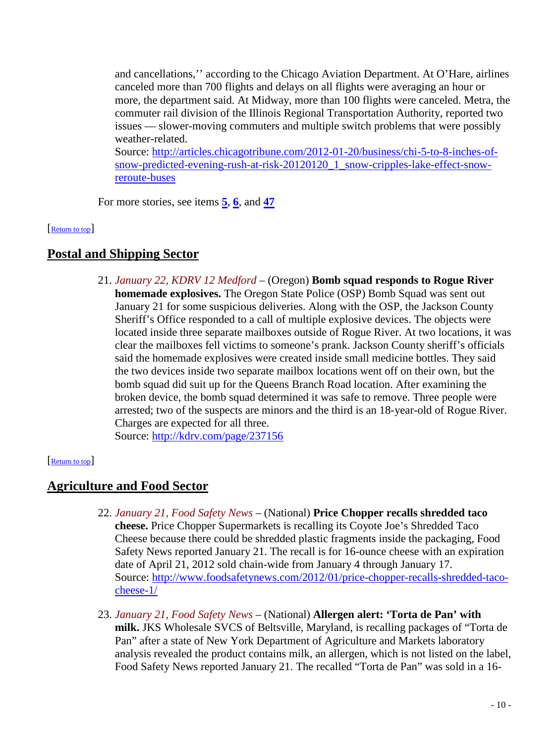and cancellations,'' according to the Chicago Aviation Department. At O'Hare, airlines canceled more than 700 flights and delays on all flights were averaging an hour or more, the department said. At Midway, more than 100 flights were canceled. Metra, the commuter rail division of the Illinois Regional Transportation Authority, reported two issues — slower-moving commuters and multiple switch problems that were possibly weather-related.
Source: http://articles.chicagotribune.com/2012-01-20/business/chi-5-to-8-inches-of-snow-predicted-evening-rush-at-risk-20120120_1_snow-cripples-lake-effect-snow-reroute-buses

For more stories, see items **5**, **6**, and **47**

[Return to top]

## Postal and Shipping Sector

21. *January 22, KDRV 12 Medford* – (Oregon) **Bomb squad responds to Rogue River homemade explosives.** The Oregon State Police (OSP) Bomb Squad was sent out January 21 for some suspicious deliveries. Along with the OSP, the Jackson County Sheriff's Office responded to a call of multiple explosive devices. The objects were located inside three separate mailboxes outside of Rogue River. At two locations, it was clear the mailboxes fell victims to someone's prank. Jackson County sheriff's officials said the homemade explosives were created inside small medicine bottles. They said the two devices inside two separate mailbox locations went off on their own, but the bomb squad did suit up for the Queens Branch Road location. After examining the broken device, the bomb squad determined it was safe to remove. Three people were arrested; two of the suspects are minors and the third is an 18-year-old of Rogue River. Charges are expected for all three.
Source: http://kdrv.com/page/237156

[Return to top]

## Agriculture and Food Sector

22. *January 21, Food Safety News* – (National) **Price Chopper recalls shredded taco cheese.** Price Chopper Supermarkets is recalling its Coyote Joe's Shredded Taco Cheese because there could be shredded plastic fragments inside the packaging, Food Safety News reported January 21. The recall is for 16-ounce cheese with an expiration date of April 21, 2012 sold chain-wide from January 4 through January 17.
Source: http://www.foodsafetynews.com/2012/01/price-chopper-recalls-shredded-taco-cheese-1/

23. *January 21, Food Safety News* – (National) **Allergen alert: 'Torta de Pan' with milk.** JKS Wholesale SVCS of Beltsville, Maryland, is recalling packages of "Torta de Pan" after a state of New York Department of Agriculture and Markets laboratory analysis revealed the product contains milk, an allergen, which is not listed on the label, Food Safety News reported January 21. The recalled "Torta de Pan" was sold in a 16-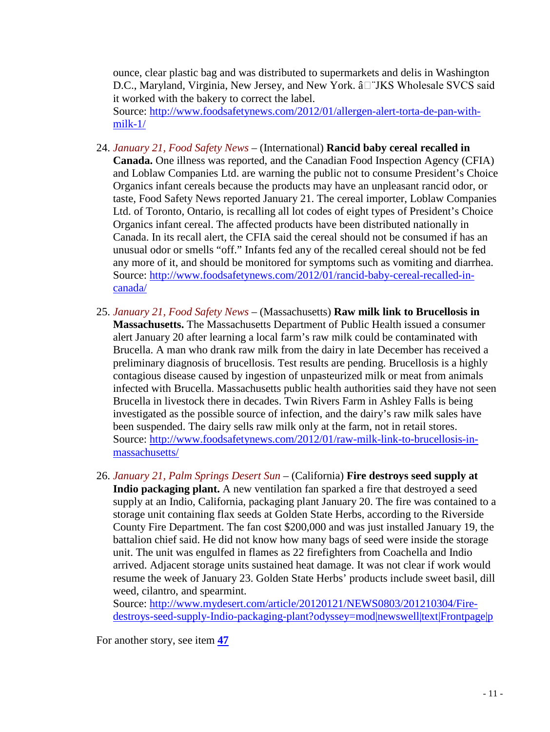ounce, clear plastic bag and was distributed to supermarkets and delis in Washington D.C., Maryland, Virginia, New Jersey, and New York. â¨JKS Wholesale SVCS said it worked with the bakery to correct the label.
Source: http://www.foodsafetynews.com/2012/01/allergen-alert-torta-de-pan-with-milk-1/

24. *January 21, Food Safety News* – (International) **Rancid baby cereal recalled in Canada.** One illness was reported, and the Canadian Food Inspection Agency (CFIA) and Loblaw Companies Ltd. are warning the public not to consume President's Choice Organics infant cereals because the products may have an unpleasant rancid odor, or taste, Food Safety News reported January 21. The cereal importer, Loblaw Companies Ltd. of Toronto, Ontario, is recalling all lot codes of eight types of President's Choice Organics infant cereal. The affected products have been distributed nationally in Canada. In its recall alert, the CFIA said the cereal should not be consumed if has an unusual odor or smells "off." Infants fed any of the recalled cereal should not be fed any more of it, and should be monitored for symptoms such as vomiting and diarrhea.
Source: http://www.foodsafetynews.com/2012/01/rancid-baby-cereal-recalled-in-canada/

25. *January 21, Food Safety News* – (Massachusetts) **Raw milk link to Brucellosis in Massachusetts.** The Massachusetts Department of Public Health issued a consumer alert January 20 after learning a local farm's raw milk could be contaminated with Brucella. A man who drank raw milk from the dairy in late December has received a preliminary diagnosis of brucellosis. Test results are pending. Brucellosis is a highly contagious disease caused by ingestion of unpasteurized milk or meat from animals infected with Brucella. Massachusetts public health authorities said they have not seen Brucella in livestock there in decades. Twin Rivers Farm in Ashley Falls is being investigated as the possible source of infection, and the dairy's raw milk sales have been suspended. The dairy sells raw milk only at the farm, not in retail stores.
Source: http://www.foodsafetynews.com/2012/01/raw-milk-link-to-brucellosis-in-massachusetts/

26. *January 21, Palm Springs Desert Sun* – (California) **Fire destroys seed supply at Indio packaging plant.** A new ventilation fan sparked a fire that destroyed a seed supply at an Indio, California, packaging plant January 20. The fire was contained to a storage unit containing flax seeds at Golden State Herbs, according to the Riverside County Fire Department. The fan cost $200,000 and was just installed January 19, the battalion chief said. He did not know how many bags of seed were inside the storage unit. The unit was engulfed in flames as 22 firefighters from Coachella and Indio arrived. Adjacent storage units sustained heat damage. It was not clear if work would resume the week of January 23. Golden State Herbs' products include sweet basil, dill weed, cilantro, and spearmint.
Source: http://www.mydesert.com/article/20120121/NEWS0803/201210304/Fire-destroys-seed-supply-Indio-packaging-plant?odyssey=mod|newswell|text|Frontpage|p

For another story, see item **47**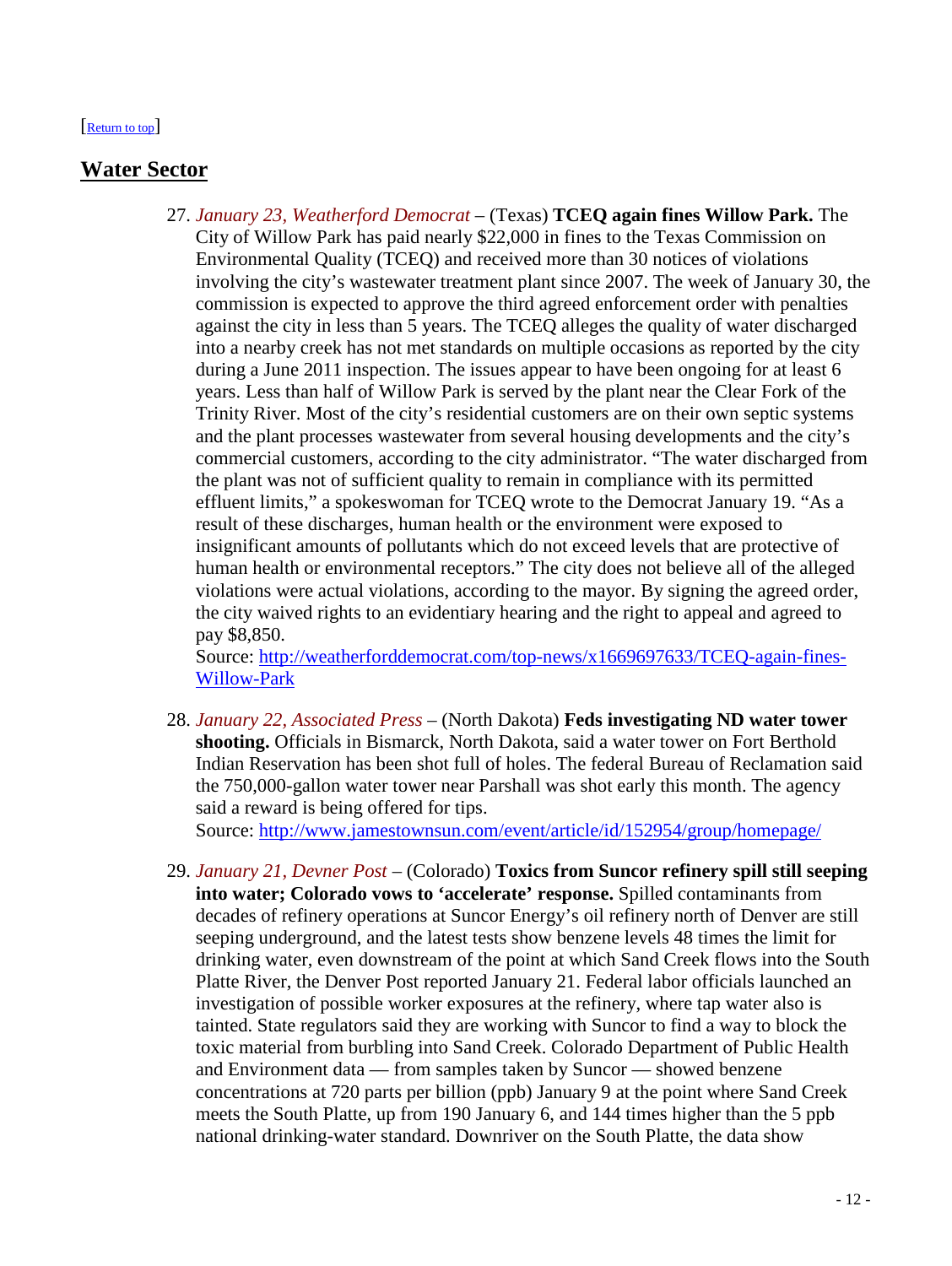[Return to top]

## Water Sector

27. *January 23, Weatherford Democrat* – (Texas) **TCEQ again fines Willow Park.** The City of Willow Park has paid nearly $22,000 in fines to the Texas Commission on Environmental Quality (TCEQ) and received more than 30 notices of violations involving the city's wastewater treatment plant since 2007. The week of January 30, the commission is expected to approve the third agreed enforcement order with penalties against the city in less than 5 years. The TCEQ alleges the quality of water discharged into a nearby creek has not met standards on multiple occasions as reported by the city during a June 2011 inspection. The issues appear to have been ongoing for at least 6 years. Less than half of Willow Park is served by the plant near the Clear Fork of the Trinity River. Most of the city's residential customers are on their own septic systems and the plant processes wastewater from several housing developments and the city's commercial customers, according to the city administrator. "The water discharged from the plant was not of sufficient quality to remain in compliance with its permitted effluent limits," a spokeswoman for TCEQ wrote to the Democrat January 19. "As a result of these discharges, human health or the environment were exposed to insignificant amounts of pollutants which do not exceed levels that are protective of human health or environmental receptors." The city does not believe all of the alleged violations were actual violations, according to the mayor. By signing the agreed order, the city waived rights to an evidentiary hearing and the right to appeal and agreed to pay $8,850.
   Source: http://weatherforddemocrat.com/top-news/x1669697633/TCEQ-again-fines-Willow-Park

28. *January 22, Associated Press* – (North Dakota) **Feds investigating ND water tower shooting.** Officials in Bismarck, North Dakota, said a water tower on Fort Berthold Indian Reservation has been shot full of holes. The federal Bureau of Reclamation said the 750,000-gallon water tower near Parshall was shot early this month. The agency said a reward is being offered for tips.
   Source: http://www.jamestownsun.com/event/article/id/152954/group/homepage/

29. *January 21, Devner Post* – (Colorado) **Toxics from Suncor refinery spill still seeping into water; Colorado vows to 'accelerate' response.** Spilled contaminants from decades of refinery operations at Suncor Energy's oil refinery north of Denver are still seeping underground, and the latest tests show benzene levels 48 times the limit for drinking water, even downstream of the point at which Sand Creek flows into the South Platte River, the Denver Post reported January 21. Federal labor officials launched an investigation of possible worker exposures at the refinery, where tap water also is tainted. State regulators said they are working with Suncor to find a way to block the toxic material from burbling into Sand Creek. Colorado Department of Public Health and Environment data — from samples taken by Suncor — showed benzene concentrations at 720 parts per billion (ppb) January 9 at the point where Sand Creek meets the South Platte, up from 190 January 6, and 144 times higher than the 5 ppb national drinking-water standard. Downriver on the South Platte, the data show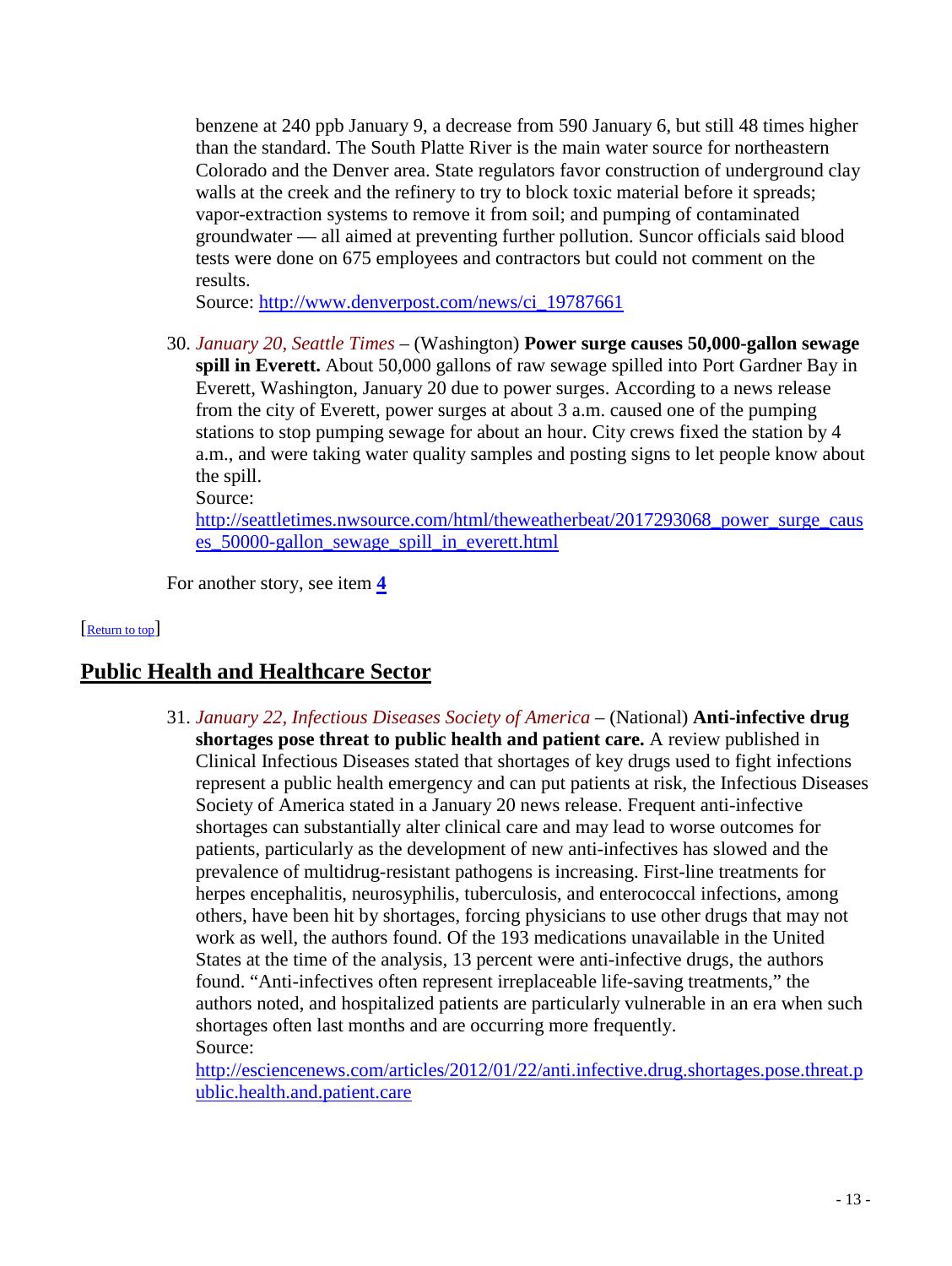benzene at 240 ppb January 9, a decrease from 590 January 6, but still 48 times higher than the standard. The South Platte River is the main water source for northeastern Colorado and the Denver area. State regulators favor construction of underground clay walls at the creek and the refinery to try to block toxic material before it spreads; vapor-extraction systems to remove it from soil; and pumping of contaminated groundwater — all aimed at preventing further pollution. Suncor officials said blood tests were done on 675 employees and contractors but could not comment on the results.
Source: http://www.denverpost.com/news/ci_19787661

30. *January 20, Seattle Times* – (Washington) **Power surge causes 50,000-gallon sewage spill in Everett.** About 50,000 gallons of raw sewage spilled into Port Gardner Bay in Everett, Washington, January 20 due to power surges. According to a news release from the city of Everett, power surges at about 3 a.m. caused one of the pumping stations to stop pumping sewage for about an hour. City crews fixed the station by 4 a.m., and were taking water quality samples and posting signs to let people know about the spill.
Source:
http://seattletimes.nwsource.com/html/theweatherbeat/2017293068_power_surge_causes_50000-gallon_sewage_spill_in_everett.html

For another story, see item **4**

[Return to top]

## Public Health and Healthcare Sector

31. *January 22, Infectious Diseases Society of America* – (National) **Anti-infective drug shortages pose threat to public health and patient care.** A review published in Clinical Infectious Diseases stated that shortages of key drugs used to fight infections represent a public health emergency and can put patients at risk, the Infectious Diseases Society of America stated in a January 20 news release. Frequent anti-infective shortages can substantially alter clinical care and may lead to worse outcomes for patients, particularly as the development of new anti-infectives has slowed and the prevalence of multidrug-resistant pathogens is increasing. First-line treatments for herpes encephalitis, neurosyphilis, tuberculosis, and enterococcal infections, among others, have been hit by shortages, forcing physicians to use other drugs that may not work as well, the authors found. Of the 193 medications unavailable in the United States at the time of the analysis, 13 percent were anti-infective drugs, the authors found. "Anti-infectives often represent irreplaceable life-saving treatments," the authors noted, and hospitalized patients are particularly vulnerable in an era when such shortages often last months and are occurring more frequently.
Source:
http://esciencenews.com/articles/2012/01/22/anti.infective.drug.shortages.pose.threat.public.health.and.patient.care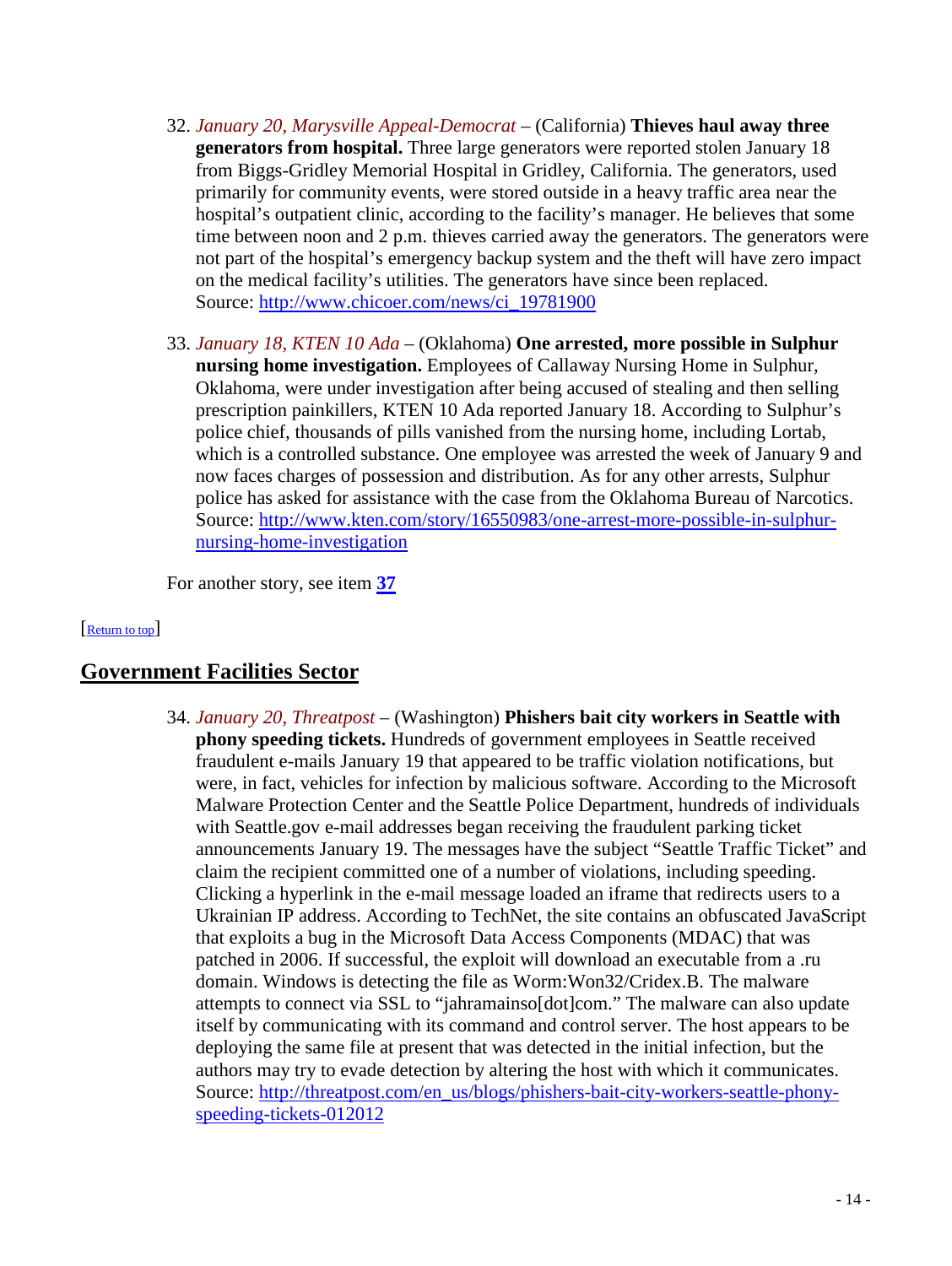32. *January 20, Marysville Appeal-Democrat* – (California) **Thieves haul away three generators from hospital.** Three large generators were reported stolen January 18 from Biggs-Gridley Memorial Hospital in Gridley, California. The generators, used primarily for community events, were stored outside in a heavy traffic area near the hospital's outpatient clinic, according to the facility's manager. He believes that some time between noon and 2 p.m. thieves carried away the generators. The generators were not part of the hospital's emergency backup system and the theft will have zero impact on the medical facility's utilities. The generators have since been replaced.
Source: http://www.chicoer.com/news/ci_19781900

33. *January 18, KTEN 10 Ada* – (Oklahoma) **One arrested, more possible in Sulphur nursing home investigation.** Employees of Callaway Nursing Home in Sulphur, Oklahoma, were under investigation after being accused of stealing and then selling prescription painkillers, KTEN 10 Ada reported January 18. According to Sulphur's police chief, thousands of pills vanished from the nursing home, including Lortab, which is a controlled substance. One employee was arrested the week of January 9 and now faces charges of possession and distribution. As for any other arrests, Sulphur police has asked for assistance with the case from the Oklahoma Bureau of Narcotics.
Source: http://www.kten.com/story/16550983/one-arrest-more-possible-in-sulphur-nursing-home-investigation

For another story, see item **37**

[Return to top]

## Government Facilities Sector

34. *January 20, Threatpost* – (Washington) **Phishers bait city workers in Seattle with phony speeding tickets.** Hundreds of government employees in Seattle received fraudulent e-mails January 19 that appeared to be traffic violation notifications, but were, in fact, vehicles for infection by malicious software. According to the Microsoft Malware Protection Center and the Seattle Police Department, hundreds of individuals with Seattle.gov e-mail addresses began receiving the fraudulent parking ticket announcements January 19. The messages have the subject "Seattle Traffic Ticket" and claim the recipient committed one of a number of violations, including speeding. Clicking a hyperlink in the e-mail message loaded an iframe that redirects users to a Ukrainian IP address. According to TechNet, the site contains an obfuscated JavaScript that exploits a bug in the Microsoft Data Access Components (MDAC) that was patched in 2006. If successful, the exploit will download an executable from a .ru domain. Windows is detecting the file as Worm:Won32/Cridex.B. The malware attempts to connect via SSL to "jahramainso[dot]com." The malware can also update itself by communicating with its command and control server. The host appears to be deploying the same file at present that was detected in the initial infection, but the authors may try to evade detection by altering the host with which it communicates.
Source: http://threatpost.com/en_us/blogs/phishers-bait-city-workers-seattle-phony-speeding-tickets-012012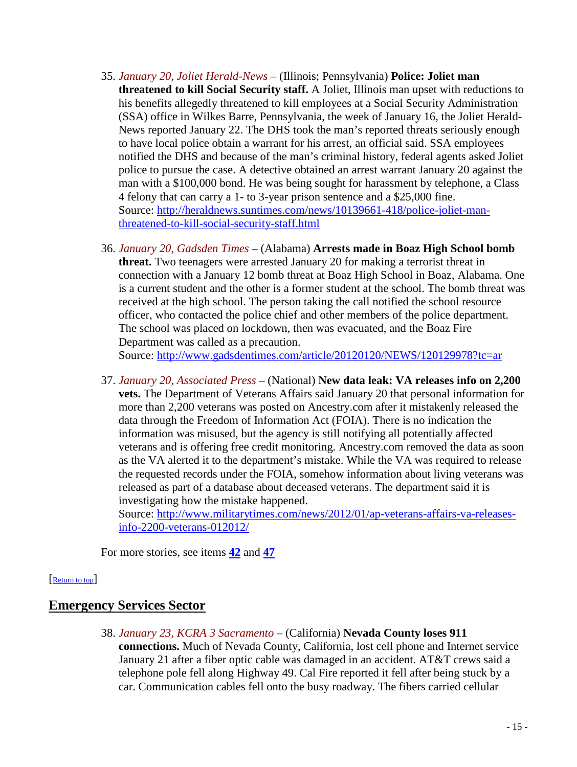35. *January 20, Joliet Herald-News* – (Illinois; Pennsylvania) **Police: Joliet man threatened to kill Social Security staff.** A Joliet, Illinois man upset with reductions to his benefits allegedly threatened to kill employees at a Social Security Administration (SSA) office in Wilkes Barre, Pennsylvania, the week of January 16, the Joliet Herald-News reported January 22. The DHS took the man's reported threats seriously enough to have local police obtain a warrant for his arrest, an official said. SSA employees notified the DHS and because of the man's criminal history, federal agents asked Joliet police to pursue the case. A detective obtained an arrest warrant January 20 against the man with a $100,000 bond. He was being sought for harassment by telephone, a Class 4 felony that can carry a 1- to 3-year prison sentence and a $25,000 fine.
    Source: [http://heraldnews.suntimes.com/news/10139661-418/police-joliet-man-threatened-to-kill-social-security-staff.html](http://heraldnews.suntimes.com/news/10139661-418/police-joliet-man-threatened-to-kill-social-security-staff.html)

36. *January 20, Gadsden Times* – (Alabama) **Arrests made in Boaz High School bomb threat.** Two teenagers were arrested January 20 for making a terrorist threat in connection with a January 12 bomb threat at Boaz High School in Boaz, Alabama. One is a current student and the other is a former student at the school. The bomb threat was received at the high school. The person taking the call notified the school resource officer, who contacted the police chief and other members of the police department. The school was placed on lockdown, then was evacuated, and the Boaz Fire Department was called as a precaution.
    Source: [http://www.gadsdentimes.com/article/20120120/NEWS/120129978?tc=ar](http://www.gadsdentimes.com/article/20120120/NEWS/120129978?tc=ar)

37. *January 20, Associated Press* – (National) **New data leak: VA releases info on 2,200 vets.** The Department of Veterans Affairs said January 20 that personal information for more than 2,200 veterans was posted on Ancestry.com after it mistakenly released the data through the Freedom of Information Act (FOIA). There is no indication the information was misused, but the agency is still notifying all potentially affected veterans and is offering free credit monitoring. Ancestry.com removed the data as soon as the VA alerted it to the department's mistake. While the VA was required to release the requested records under the FOIA, somehow information about living veterans was released as part of a database about deceased veterans. The department said it is investigating how the mistake happened.
    Source: [http://www.militarytimes.com/news/2012/01/ap-veterans-affairs-va-releases-info-2200-veterans-012012/](http://www.militarytimes.com/news/2012/01/ap-veterans-affairs-va-releases-info-2200-veterans-012012/)

For more stories, see items **42** and **47**

[Return to top]

## Emergency Services Sector

38. *January 23, KCRA 3 Sacramento* – (California) **Nevada County loses 911 connections.** Much of Nevada County, California, lost cell phone and Internet service January 21 after a fiber optic cable was damaged in an accident. AT&T crews said a telephone pole fell along Highway 49. Cal Fire reported it fell after being stuck by a car. Communication cables fell onto the busy roadway. The fibers carried cellular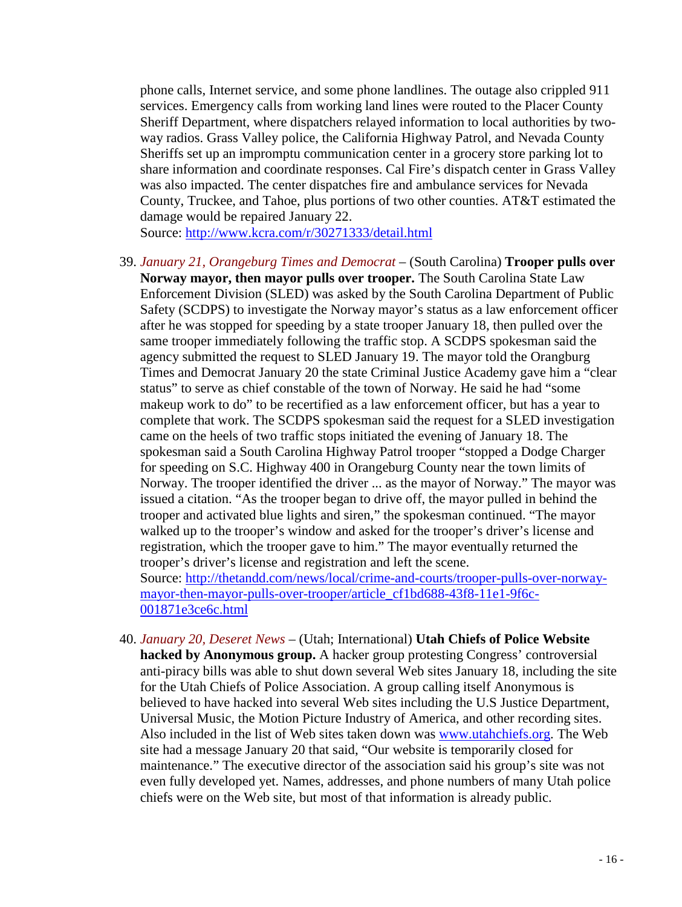phone calls, Internet service, and some phone landlines. The outage also crippled 911 services. Emergency calls from working land lines were routed to the Placer County Sheriff Department, where dispatchers relayed information to local authorities by two-way radios. Grass Valley police, the California Highway Patrol, and Nevada County Sheriffs set up an impromptu communication center in a grocery store parking lot to share information and coordinate responses. Cal Fire's dispatch center in Grass Valley was also impacted. The center dispatches fire and ambulance services for Nevada County, Truckee, and Tahoe, plus portions of two other counties. AT&T estimated the damage would be repaired January 22.
Source: http://www.kcra.com/r/30271333/detail.html

39. *January 21, Orangeburg Times and Democrat* – (South Carolina) **Trooper pulls over Norway mayor, then mayor pulls over trooper.** The South Carolina State Law Enforcement Division (SLED) was asked by the South Carolina Department of Public Safety (SCDPS) to investigate the Norway mayor's status as a law enforcement officer after he was stopped for speeding by a state trooper January 18, then pulled over the same trooper immediately following the traffic stop. A SCDPS spokesman said the agency submitted the request to SLED January 19. The mayor told the Orangburg Times and Democrat January 20 the state Criminal Justice Academy gave him a "clear status" to serve as chief constable of the town of Norway. He said he had "some makeup work to do" to be recertified as a law enforcement officer, but has a year to complete that work. The SCDPS spokesman said the request for a SLED investigation came on the heels of two traffic stops initiated the evening of January 18. The spokesman said a South Carolina Highway Patrol trooper "stopped a Dodge Charger for speeding on S.C. Highway 400 in Orangeburg County near the town limits of Norway. The trooper identified the driver ... as the mayor of Norway." The mayor was issued a citation. "As the trooper began to drive off, the mayor pulled in behind the trooper and activated blue lights and siren," the spokesman continued. "The mayor walked up to the trooper's window and asked for the trooper's driver's license and registration, which the trooper gave to him." The mayor eventually returned the trooper's driver's license and registration and left the scene.
Source: http://thetandd.com/news/local/crime-and-courts/trooper-pulls-over-norway-mayor-then-mayor-pulls-over-trooper/article_cf1bd688-43f8-11e1-9f6c-001871e3ce6c.html

40. *January 20, Deseret News* – (Utah; International) **Utah Chiefs of Police Website hacked by Anonymous group.** A hacker group protesting Congress' controversial anti-piracy bills was able to shut down several Web sites January 18, including the site for the Utah Chiefs of Police Association. A group calling itself Anonymous is believed to have hacked into several Web sites including the U.S Justice Department, Universal Music, the Motion Picture Industry of America, and other recording sites. Also included in the list of Web sites taken down was www.utahchiefs.org. The Web site had a message January 20 that said, "Our website is temporarily closed for maintenance." The executive director of the association said his group's site was not even fully developed yet. Names, addresses, and phone numbers of many Utah police chiefs were on the Web site, but most of that information is already public.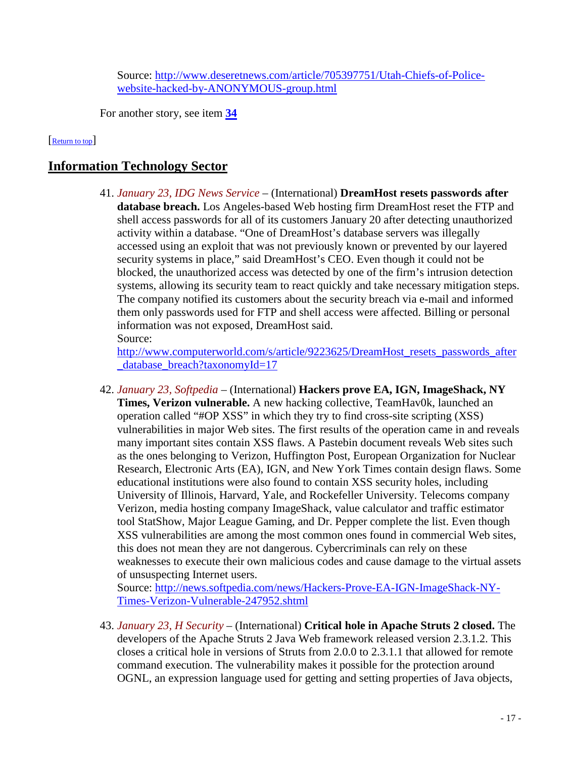Source: [http://www.deseretnews.com/article/705397751/Utah-Chiefs-of-Police-website-hacked-by-ANONYMOUS-group.html](http://www.deseretnews.com/article/705397751/Utah-Chiefs-of-Police-website-hacked-by-ANONYMOUS-group.html)

For another story, see item **34**

[Return to top]

## Information Technology Sector

41. *January 23, IDG News Service* – (International) **DreamHost resets passwords after database breach.** Los Angeles-based Web hosting firm DreamHost reset the FTP and shell access passwords for all of its customers January 20 after detecting unauthorized activity within a database. “One of DreamHost’s database servers was illegally accessed using an exploit that was not previously known or prevented by our layered security systems in place,” said DreamHost’s CEO. Even though it could not be blocked, the unauthorized access was detected by one of the firm’s intrusion detection systems, allowing its security team to react quickly and take necessary mitigation steps. The company notified its customers about the security breach via e-mail and informed them only passwords used for FTP and shell access were affected. Billing or personal information was not exposed, DreamHost said.
Source:
[http://www.computerworld.com/s/article/9223625/DreamHost_resets_passwords_after_database_breach?taxonomyId=17](http://www.computerworld.com/s/article/9223625/DreamHost_resets_passwords_after_database_breach?taxonomyId=17)

42. *January 23, Softpedia* – (International) **Hackers prove EA, IGN, ImageShack, NY Times, Verizon vulnerable.** A new hacking collective, TeamHav0k, launched an operation called “#OP XSS” in which they try to find cross-site scripting (XSS) vulnerabilities in major Web sites. The first results of the operation came in and reveals many important sites contain XSS flaws. A Pastebin document reveals Web sites such as the ones belonging to Verizon, Huffington Post, European Organization for Nuclear Research, Electronic Arts (EA), IGN, and New York Times contain design flaws. Some educational institutions were also found to contain XSS security holes, including University of Illinois, Harvard, Yale, and Rockefeller University. Telecoms company Verizon, media hosting company ImageShack, value calculator and traffic estimator tool StatShow, Major League Gaming, and Dr. Pepper complete the list. Even though XSS vulnerabilities are among the most common ones found in commercial Web sites, this does not mean they are not dangerous. Cybercriminals can rely on these weaknesses to execute their own malicious codes and cause damage to the virtual assets of unsuspecting Internet users.
Source: [http://news.softpedia.com/news/Hackers-Prove-EA-IGN-ImageShack-NY-Times-Verizon-Vulnerable-247952.shtml](http://news.softpedia.com/news/Hackers-Prove-EA-IGN-ImageShack-NY-Times-Verizon-Vulnerable-247952.shtml)

43. *January 23, H Security* – (International) **Critical hole in Apache Struts 2 closed.** The developers of the Apache Struts 2 Java Web framework released version 2.3.1.2. This closes a critical hole in versions of Struts from 2.0.0 to 2.3.1.1 that allowed for remote command execution. The vulnerability makes it possible for the protection around OGNL, an expression language used for getting and setting properties of Java objects,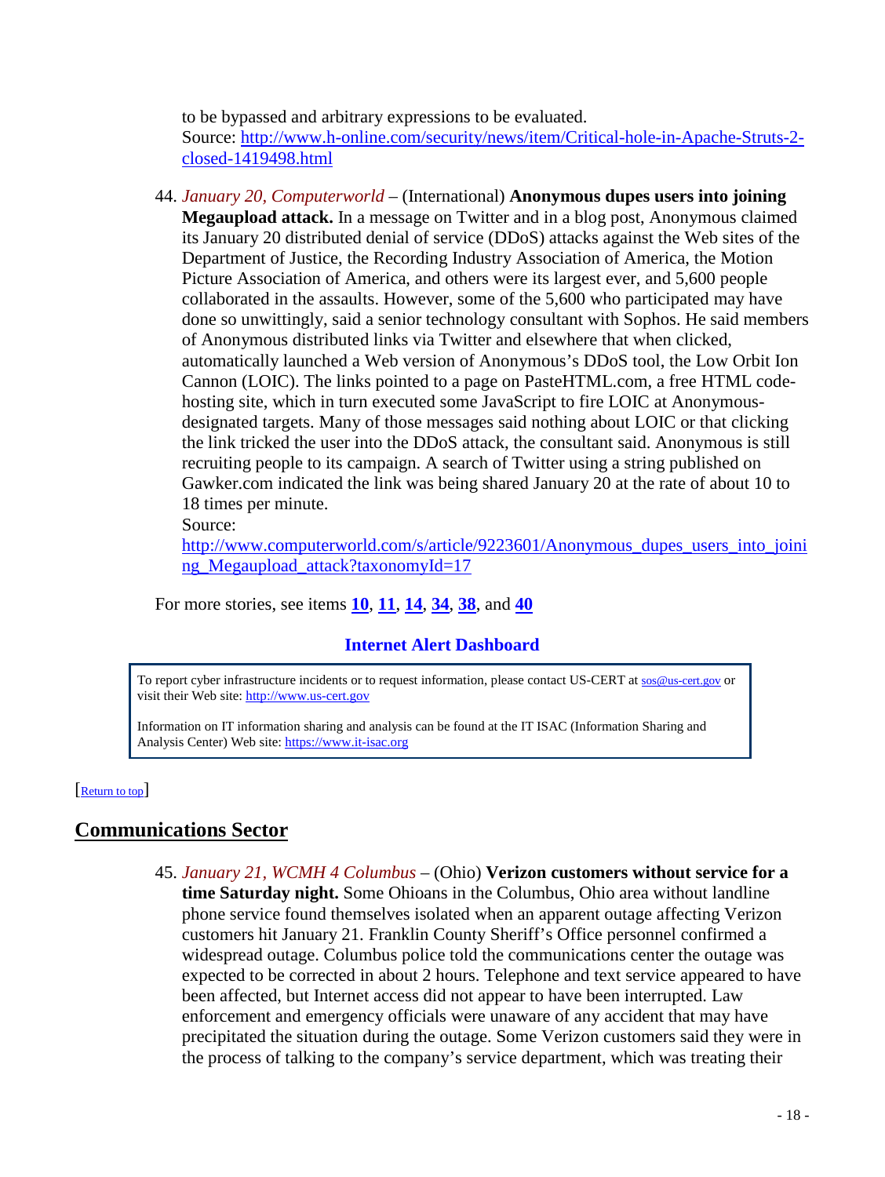to be bypassed and arbitrary expressions to be evaluated.
Source: [http://www.h-online.com/security/news/item/Critical-hole-in-Apache-Struts-2-closed-1419498.html](http://www.h-online.com/security/news/item/Critical-hole-in-Apache-Struts-2-closed-1419498.html)

44. *January 20, Computerworld* – (International) **Anonymous dupes users into joining Megaupload attack.** In a message on Twitter and in a blog post, Anonymous claimed its January 20 distributed denial of service (DDoS) attacks against the Web sites of the Department of Justice, the Recording Industry Association of America, the Motion Picture Association of America, and others were its largest ever, and 5,600 people collaborated in the assaults. However, some of the 5,600 who participated may have done so unwittingly, said a senior technology consultant with Sophos. He said members of Anonymous distributed links via Twitter and elsewhere that when clicked, automatically launched a Web version of Anonymous's DDoS tool, the Low Orbit Ion Cannon (LOIC). The links pointed to a page on PasteHTML.com, a free HTML code-hosting site, which in turn executed some JavaScript to fire LOIC at Anonymous-designated targets. Many of those messages said nothing about LOIC or that clicking the link tricked the user into the DDoS attack, the consultant said. Anonymous is still recruiting people to its campaign. A search of Twitter using a string published on Gawker.com indicated the link was being shared January 20 at the rate of about 10 to 18 times per minute.
Source:
[http://www.computerworld.com/s/article/9223601/Anonymous_dupes_users_into_joining_Megaupload_attack?taxonomyId=17](http://www.computerworld.com/s/article/9223601/Anonymous_dupes_users_into_joining_Megaupload_attack?taxonomyId=17)

For more stories, see items **10**, **11**, **14**, **34**, **38**, and **40**

**Internet Alert Dashboard**

To report cyber infrastructure incidents or to request information, please contact US-CERT at sos@us-cert.gov or visit their Web site: http://www.us-cert.gov

Information on IT information sharing and analysis can be found at the IT ISAC (Information Sharing and Analysis Center) Web site: https://www.it-isac.org

[Return to top]

## Communications Sector

45. *January 21, WCMH 4 Columbus* – (Ohio) **Verizon customers without service for a time Saturday night.** Some Ohioans in the Columbus, Ohio area without landline phone service found themselves isolated when an apparent outage affecting Verizon customers hit January 21. Franklin County Sheriff's Office personnel confirmed a widespread outage. Columbus police told the communications center the outage was expected to be corrected in about 2 hours. Telephone and text service appeared to have been affected, but Internet access did not appear to have been interrupted. Law enforcement and emergency officials were unaware of any accident that may have precipitated the situation during the outage. Some Verizon customers said they were in the process of talking to the company's service department, which was treating their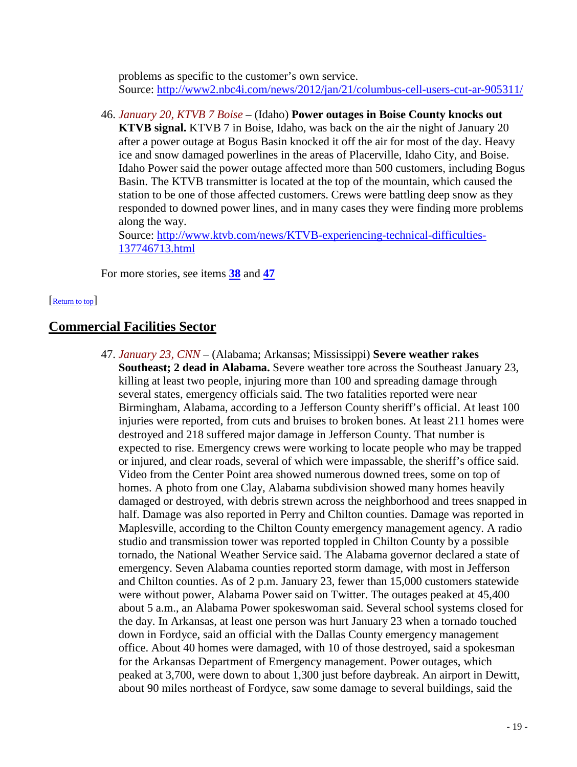problems as specific to the customer's own service.
Source: http://www2.nbc4i.com/news/2012/jan/21/columbus-cell-users-cut-ar-905311/

46. *January 20, KTVB 7 Boise* – (Idaho) **Power outages in Boise County knocks out KTVB signal.** KTVB 7 in Boise, Idaho, was back on the air the night of January 20 after a power outage at Bogus Basin knocked it off the air for most of the day. Heavy ice and snow damaged powerlines in the areas of Placerville, Idaho City, and Boise. Idaho Power said the power outage affected more than 500 customers, including Bogus Basin. The KTVB transmitter is located at the top of the mountain, which caused the station to be one of those affected customers. Crews were battling deep snow as they responded to downed power lines, and in many cases they were finding more problems along the way.
Source: http://www.ktvb.com/news/KTVB-experiencing-technical-difficulties-137746713.html

For more stories, see items **38** and **47**

[Return to top]

## Commercial Facilities Sector

47. *January 23, CNN* – (Alabama; Arkansas; Mississippi) **Severe weather rakes Southeast; 2 dead in Alabama.** Severe weather tore across the Southeast January 23, killing at least two people, injuring more than 100 and spreading damage through several states, emergency officials said. The two fatalities reported were near Birmingham, Alabama, according to a Jefferson County sheriff's official. At least 100 injuries were reported, from cuts and bruises to broken bones. At least 211 homes were destroyed and 218 suffered major damage in Jefferson County. That number is expected to rise. Emergency crews were working to locate people who may be trapped or injured, and clear roads, several of which were impassable, the sheriff's office said. Video from the Center Point area showed numerous downed trees, some on top of homes. A photo from one Clay, Alabama subdivision showed many homes heavily damaged or destroyed, with debris strewn across the neighborhood and trees snapped in half. Damage was also reported in Perry and Chilton counties. Damage was reported in Maplesville, according to the Chilton County emergency management agency. A radio studio and transmission tower was reported toppled in Chilton County by a possible tornado, the National Weather Service said. The Alabama governor declared a state of emergency. Seven Alabama counties reported storm damage, with most in Jefferson and Chilton counties. As of 2 p.m. January 23, fewer than 15,000 customers statewide were without power, Alabama Power said on Twitter. The outages peaked at 45,400 about 5 a.m., an Alabama Power spokeswoman said. Several school systems closed for the day. In Arkansas, at least one person was hurt January 23 when a tornado touched down in Fordyce, said an official with the Dallas County emergency management office. About 40 homes were damaged, with 10 of those destroyed, said a spokesman for the Arkansas Department of Emergency management. Power outages, which peaked at 3,700, were down to about 1,300 just before daybreak. An airport in Dewitt, about 90 miles northeast of Fordyce, saw some damage to several buildings, said the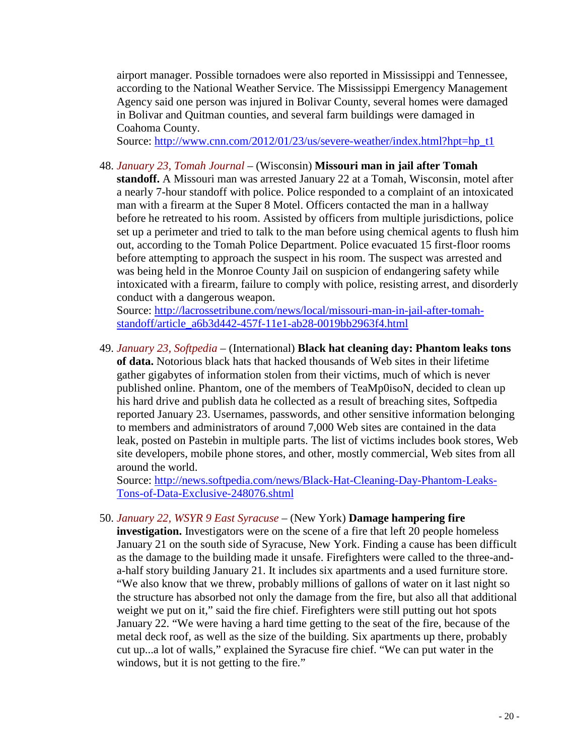airport manager. Possible tornadoes were also reported in Mississippi and Tennessee, according to the National Weather Service. The Mississippi Emergency Management Agency said one person was injured in Bolivar County, several homes were damaged in Bolivar and Quitman counties, and several farm buildings were damaged in Coahoma County.
Source: http://www.cnn.com/2012/01/23/us/severe-weather/index.html?hpt=hp_t1

48. *January 23, Tomah Journal* – (Wisconsin) **Missouri man in jail after Tomah standoff.** A Missouri man was arrested January 22 at a Tomah, Wisconsin, motel after a nearly 7-hour standoff with police. Police responded to a complaint of an intoxicated man with a firearm at the Super 8 Motel. Officers contacted the man in a hallway before he retreated to his room. Assisted by officers from multiple jurisdictions, police set up a perimeter and tried to talk to the man before using chemical agents to flush him out, according to the Tomah Police Department. Police evacuated 15 first-floor rooms before attempting to approach the suspect in his room. The suspect was arrested and was being held in the Monroe County Jail on suspicion of endangering safety while intoxicated with a firearm, failure to comply with police, resisting arrest, and disorderly conduct with a dangerous weapon.
Source: http://lacrossetribune.com/news/local/missouri-man-in-jail-after-tomah-standoff/article_a6b3d442-457f-11e1-ab28-0019bb2963f4.html

49. *January 23, Softpedia* – (International) **Black hat cleaning day: Phantom leaks tons of data.** Notorious black hats that hacked thousands of Web sites in their lifetime gather gigabytes of information stolen from their victims, much of which is never published online. Phantom, one of the members of TeaMp0isoN, decided to clean up his hard drive and publish data he collected as a result of breaching sites, Softpedia reported January 23. Usernames, passwords, and other sensitive information belonging to members and administrators of around 7,000 Web sites are contained in the data leak, posted on Pastebin in multiple parts. The list of victims includes book stores, Web site developers, mobile phone stores, and other, mostly commercial, Web sites from all around the world.
Source: http://news.softpedia.com/news/Black-Hat-Cleaning-Day-Phantom-Leaks-Tons-of-Data-Exclusive-248076.shtml

50. *January 22, WSYR 9 East Syracuse* – (New York) **Damage hampering fire investigation.** Investigators were on the scene of a fire that left 20 people homeless January 21 on the south side of Syracuse, New York. Finding a cause has been difficult as the damage to the building made it unsafe. Firefighters were called to the three-and-a-half story building January 21. It includes six apartments and a used furniture store. "We also know that we threw, probably millions of gallons of water on it last night so the structure has absorbed not only the damage from the fire, but also all that additional weight we put on it," said the fire chief. Firefighters were still putting out hot spots January 22. "We were having a hard time getting to the seat of the fire, because of the metal deck roof, as well as the size of the building. Six apartments up there, probably cut up...a lot of walls," explained the Syracuse fire chief. "We can put water in the windows, but it is not getting to the fire."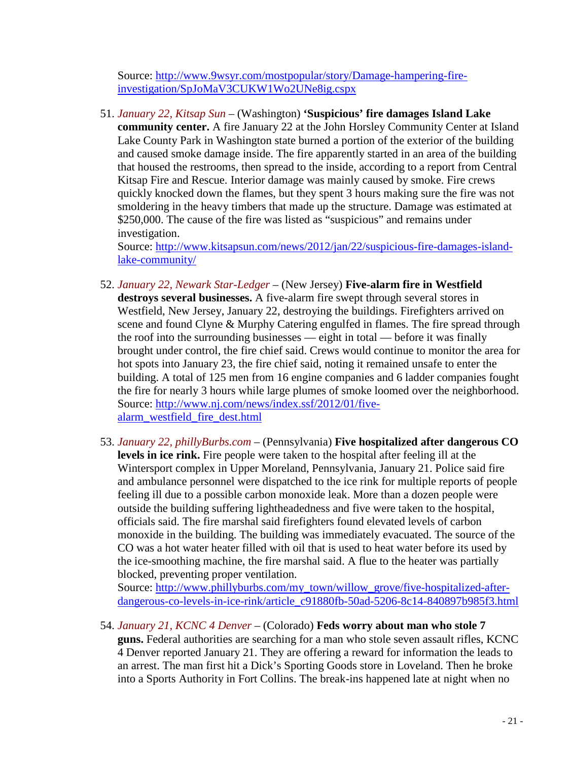Source: http://www.9wsyr.com/mostpopular/story/Damage-hampering-fire-investigation/SpJoMaV3CUKW1Wo2UNe8ig.cspx

51. *January 22, Kitsap Sun* – (Washington) **'Suspicious' fire damages Island Lake community center.** A fire January 22 at the John Horsley Community Center at Island Lake County Park in Washington state burned a portion of the exterior of the building and caused smoke damage inside. The fire apparently started in an area of the building that housed the restrooms, then spread to the inside, according to a report from Central Kitsap Fire and Rescue. Interior damage was mainly caused by smoke. Fire crews quickly knocked down the flames, but they spent 3 hours making sure the fire was not smoldering in the heavy timbers that made up the structure. Damage was estimated at $250,000. The cause of the fire was listed as "suspicious" and remains under investigation.
   Source: http://www.kitsapsun.com/news/2012/jan/22/suspicious-fire-damages-island-lake-community/

52. *January 22, Newark Star-Ledger* – (New Jersey) **Five-alarm fire in Westfield destroys several businesses.** A five-alarm fire swept through several stores in Westfield, New Jersey, January 22, destroying the buildings. Firefighters arrived on scene and found Clyne & Murphy Catering engulfed in flames. The fire spread through the roof into the surrounding businesses — eight in total — before it was finally brought under control, the fire chief said. Crews would continue to monitor the area for hot spots into January 23, the fire chief said, noting it remained unsafe to enter the building. A total of 125 men from 16 engine companies and 6 ladder companies fought the fire for nearly 3 hours while large plumes of smoke loomed over the neighborhood.
   Source: http://www.nj.com/news/index.ssf/2012/01/five-alarm_westfield_fire_dest.html

53. *January 22, phillyBurbs.com* – (Pennsylvania) **Five hospitalized after dangerous CO levels in ice rink.** Fire people were taken to the hospital after feeling ill at the Wintersport complex in Upper Moreland, Pennsylvania, January 21. Police said fire and ambulance personnel were dispatched to the ice rink for multiple reports of people feeling ill due to a possible carbon monoxide leak. More than a dozen people were outside the building suffering lightheadedness and five were taken to the hospital, officials said. The fire marshal said firefighters found elevated levels of carbon monoxide in the building. The building was immediately evacuated. The source of the CO was a hot water heater filled with oil that is used to heat water before its used by the ice-smoothing machine, the fire marshal said. A flue to the heater was partially blocked, preventing proper ventilation.
   Source: http://www.phillyburbs.com/my_town/willow_grove/five-hospitalized-after-dangerous-co-levels-in-ice-rink/article_c91880fb-50ad-5206-8c14-840897b985f3.html

54. *January 21, KCNC 4 Denver* – (Colorado) **Feds worry about man who stole 7 guns.** Federal authorities are searching for a man who stole seven assault rifles, KCNC 4 Denver reported January 21. They are offering a reward for information the leads to an arrest. The man first hit a Dick's Sporting Goods store in Loveland. Then he broke into a Sports Authority in Fort Collins. The break-ins happened late at night when no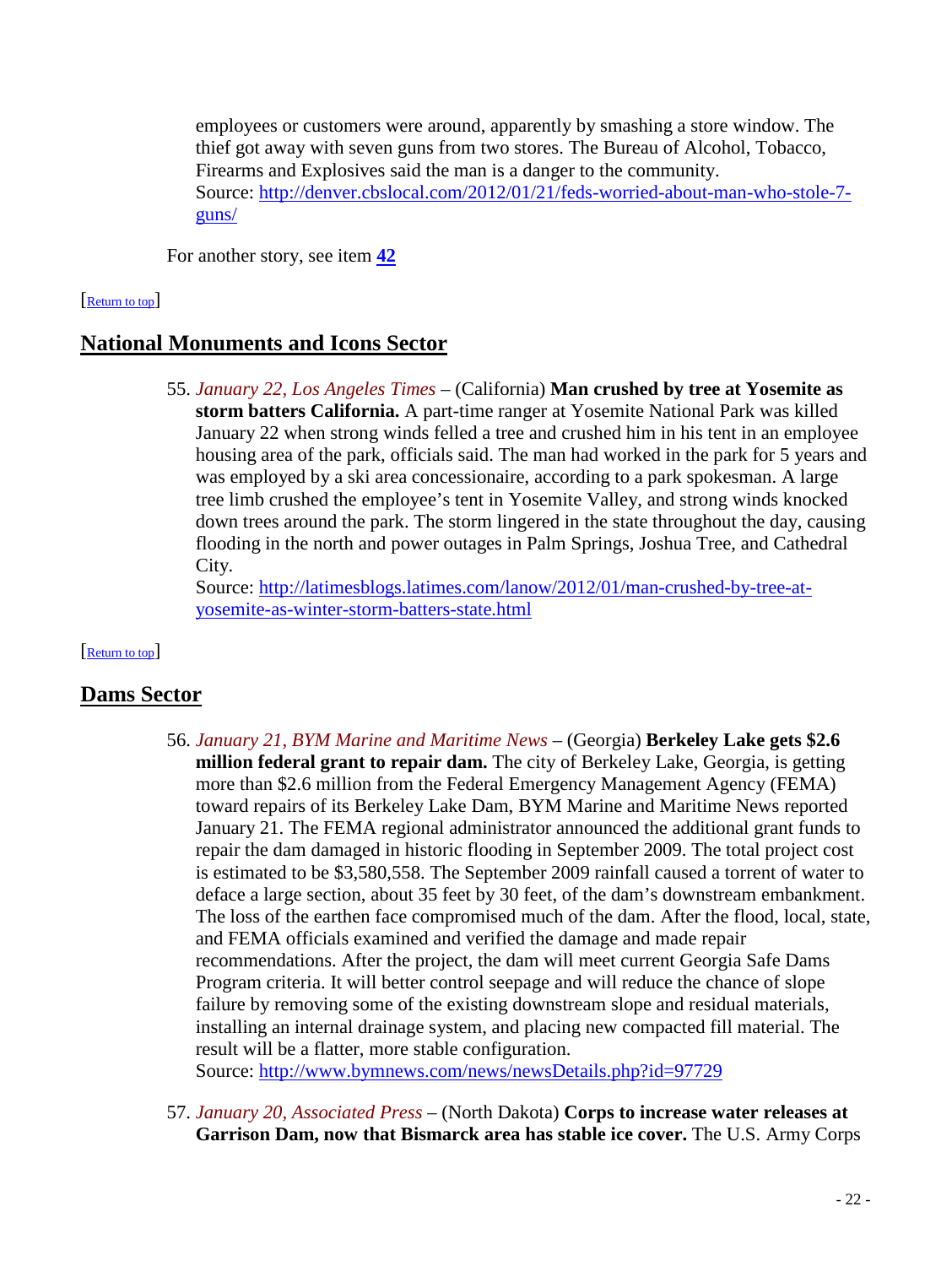employees or customers were around, apparently by smashing a store window. The thief got away with seven guns from two stores. The Bureau of Alcohol, Tobacco, Firearms and Explosives said the man is a danger to the community.
Source: http://denver.cbslocal.com/2012/01/21/feds-worried-about-man-who-stole-7-guns/

For another story, see item **42**

[Return to top]

## National Monuments and Icons Sector

55. *January 22, Los Angeles Times* – (California) **Man crushed by tree at Yosemite as storm batters California.** A part-time ranger at Yosemite National Park was killed January 22 when strong winds felled a tree and crushed him in his tent in an employee housing area of the park, officials said. The man had worked in the park for 5 years and was employed by a ski area concessionaire, according to a park spokesman. A large tree limb crushed the employee's tent in Yosemite Valley, and strong winds knocked down trees around the park. The storm lingered in the state throughout the day, causing flooding in the north and power outages in Palm Springs, Joshua Tree, and Cathedral City.
Source: http://latimesblogs.latimes.com/lanow/2012/01/man-crushed-by-tree-at-yosemite-as-winter-storm-batters-state.html

[Return to top]

## Dams Sector

56. *January 21, BYM Marine and Maritime News* – (Georgia) **Berkeley Lake gets $2.6 million federal grant to repair dam.** The city of Berkeley Lake, Georgia, is getting more than $2.6 million from the Federal Emergency Management Agency (FEMA) toward repairs of its Berkeley Lake Dam, BYM Marine and Maritime News reported January 21. The FEMA regional administrator announced the additional grant funds to repair the dam damaged in historic flooding in September 2009. The total project cost is estimated to be $3,580,558. The September 2009 rainfall caused a torrent of water to deface a large section, about 35 feet by 30 feet, of the dam's downstream embankment. The loss of the earthen face compromised much of the dam. After the flood, local, state, and FEMA officials examined and verified the damage and made repair recommendations. After the project, the dam will meet current Georgia Safe Dams Program criteria. It will better control seepage and will reduce the chance of slope failure by removing some of the existing downstream slope and residual materials, installing an internal drainage system, and placing new compacted fill material. The result will be a flatter, more stable configuration.
Source: http://www.bymnews.com/news/newsDetails.php?id=97729

57. *January 20, Associated Press* – (North Dakota) **Corps to increase water releases at Garrison Dam, now that Bismarck area has stable ice cover.** The U.S. Army Corps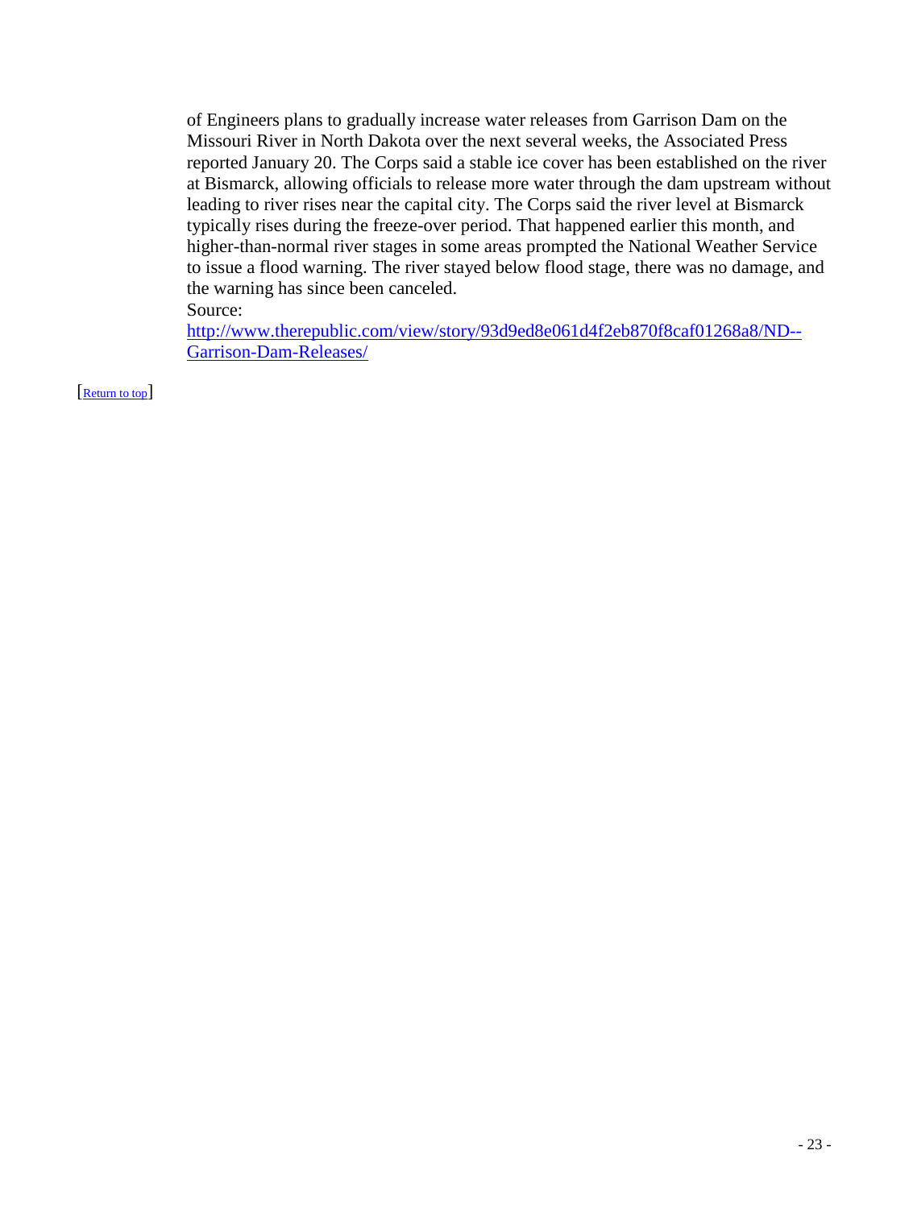of Engineers plans to gradually increase water releases from Garrison Dam on the Missouri River in North Dakota over the next several weeks, the Associated Press reported January 20. The Corps said a stable ice cover has been established on the river at Bismarck, allowing officials to release more water through the dam upstream without leading to river rises near the capital city. The Corps said the river level at Bismarck typically rises during the freeze-over period. That happened earlier this month, and higher-than-normal river stages in some areas prompted the National Weather Service to issue a flood warning. The river stayed below flood stage, there was no damage, and the warning has since been canceled.

Source:
http://www.therepublic.com/view/story/93d9ed8e061d4f2eb870f8caf01268a8/ND--Garrison-Dam-Releases/

[Return to top]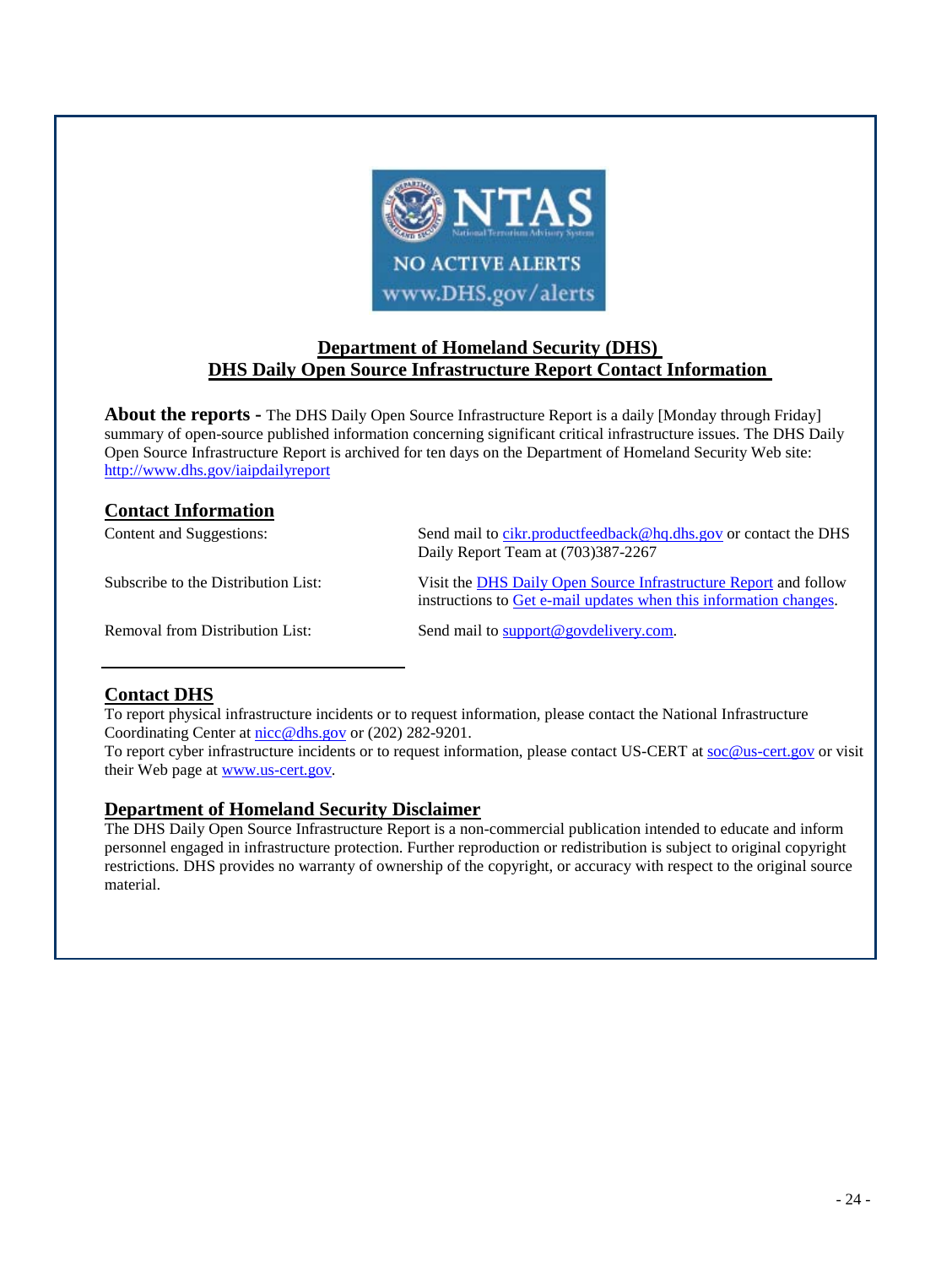NTAS

National Terrorism Advisory System

NO ACTIVE ALERTS

www.DHS.gov/alerts

## Department of Homeland Security (DHS)
## DHS Daily Open Source Infrastructure Report Contact Information

**About the reports -** The DHS Daily Open Source Infrastructure Report is a daily [Monday through Friday] summary of open-source published information concerning significant critical infrastructure issues. The DHS Daily Open Source Infrastructure Report is archived for ten days on the Department of Homeland Security Web site: http://www.dhs.gov/iaipdailyreport

### Contact Information

| | |
|---|---|
| Content and Suggestions: | Send mail to cikr.productfeedback@hq.dhs.gov or contact the DHS Daily Report Team at (703)387-2267 |
| Subscribe to the Distribution List: | Visit the DHS Daily Open Source Infrastructure Report and follow instructions to Get e-mail updates when this information changes. |
| Removal from Distribution List: | Send mail to support@govdelivery.com. |

### Contact DHS

To report physical infrastructure incidents or to request information, please contact the National Infrastructure Coordinating Center at nicc@dhs.gov or (202) 282-9201.

To report cyber infrastructure incidents or to request information, please contact US-CERT at soc@us-cert.gov or visit their Web page at www.us-cert.gov.

### Department of Homeland Security Disclaimer

The DHS Daily Open Source Infrastructure Report is a non-commercial publication intended to educate and inform personnel engaged in infrastructure protection. Further reproduction or redistribution is subject to original copyright restrictions. DHS provides no warranty of ownership of the copyright, or accuracy with respect to the original source material.